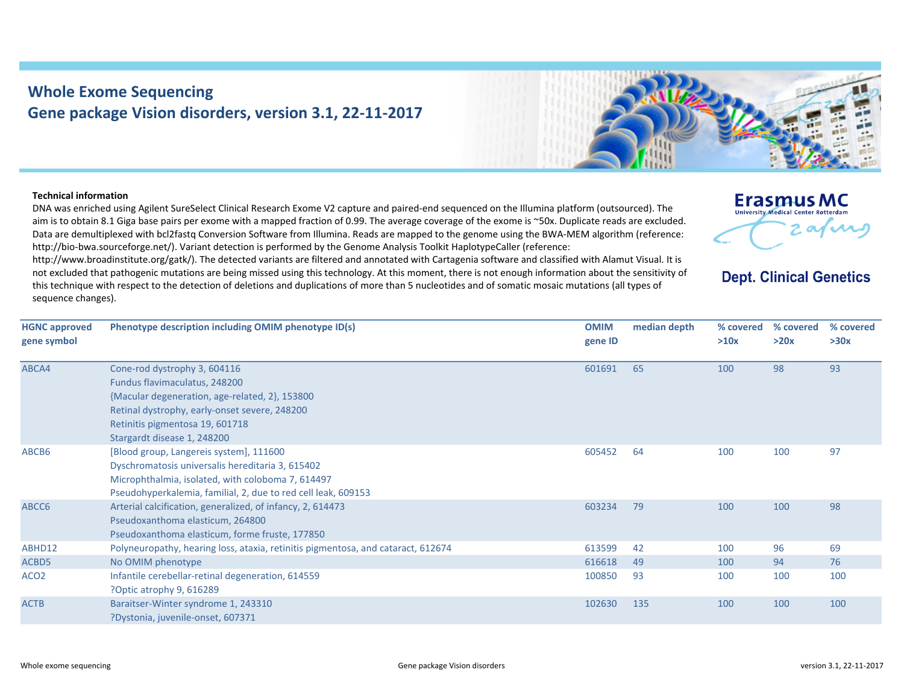# Whole Exome Sequencing
## Gene package Vision disorders, version 3.1, 22-11-2017

**Erasmus MC**
University Medical Center Rotterdam

**Dept. Clinical Genetics**

**Technical information**

DNA was enriched using Agilent SureSelect Clinical Research Exome V2 capture and paired-end sequenced on the Illumina platform (outsourced). The aim is to obtain 8.1 Giga base pairs per exome with a mapped fraction of 0.99. The average coverage of the exome is ~50x. Duplicate reads are excluded. Data are demultiplexed with bcl2fastq Conversion Software from Illumina. Reads are mapped to the genome using the BWA-MEM algorithm (reference: http://bio-bwa.sourceforge.net/). Variant detection is performed by the Genome Analysis Toolkit HaplotypeCaller (reference: http://www.broadinstitute.org/gatk/). The detected variants are filtered and annotated with Cartagenia software and classified with Alamut Visual. It is not excluded that pathogenic mutations are being missed using this technology. At this moment, there is not enough information about the sensitivity of this technique with respect to the detection of deletions and duplications of more than 5 nucleotides and of somatic mosaic mutations (all types of sequence changes).

| HGNC approved gene symbol | Phenotype description including OMIM phenotype ID(s) | OMIM gene ID | median depth | % covered >10x | % covered >20x | % covered >30x |
|---|---|---|---|---|---|---|
| ABCA4 | Cone-rod dystrophy 3, 604116<br>Fundus flavimaculatus, 248200<br>{Macular degeneration, age-related, 2}, 153800<br>Retinal dystrophy, early-onset severe, 248200<br>Retinitis pigmentosa 19, 601718<br>Stargardt disease 1, 248200 | 601691 | 65 | 100 | 98 | 93 |
| ABCB6 | [Blood group, Langereis system], 111600<br>Dyschromatosis universalis hereditaria 3, 615402<br>Microphthalmia, isolated, with coloboma 7, 614497<br>Pseudohyperkalemia, familial, 2, due to red cell leak, 609153 | 605452 | 64 | 100 | 100 | 97 |
| ABCC6 | Arterial calcification, generalized, of infancy, 2, 614473<br>Pseudoxanthoma elasticum, 264800<br>Pseudoxanthoma elasticum, forme fruste, 177850 | 603234 | 79 | 100 | 100 | 98 |
| ABHD12 | Polyneuropathy, hearing loss, ataxia, retinitis pigmentosa, and cataract, 612674 | 613599 | 42 | 100 | 96 | 69 |
| ACBD5 | No OMIM phenotype | 616618 | 49 | 100 | 94 | 76 |
| ACO2 | Infantile cerebellar-retinal degeneration, 614559<br>?Optic atrophy 9, 616289 | 100850 | 93 | 100 | 100 | 100 |
| ACTB | Baraitser-Winter syndrome 1, 243310<br>?Dystonia, juvenile-onset, 607371 | 102630 | 135 | 100 | 100 | 100 |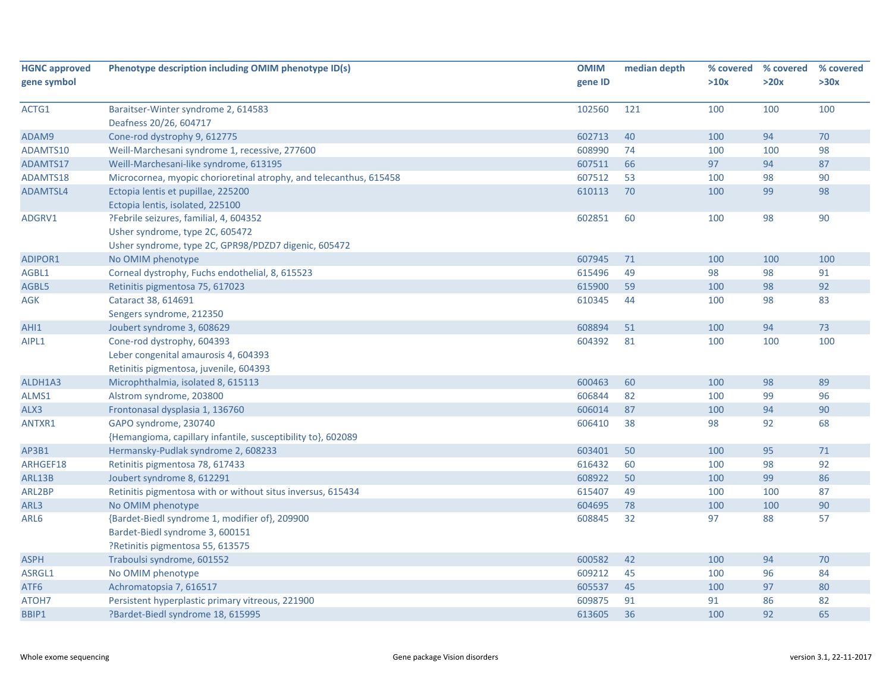| HGNC approved gene symbol | Phenotype description including OMIM phenotype ID(s) | OMIM gene ID | median depth | % covered >10x | % covered >20x | % covered >30x |
|---|---|---|---|---|---|---|
| ACTG1 | Baraitser-Winter syndrome 2, 614583<br>Deafness 20/26, 604717 | 102560 | 121 | 100 | 100 | 100 |
| ADAM9 | Cone-rod dystrophy 9, 612775 | 602713 | 40 | 100 | 94 | 70 |
| ADAMTS10 | Weill-Marchesani syndrome 1, recessive, 277600 | 608990 | 74 | 100 | 100 | 98 |
| ADAMTS17 | Weill-Marchesani-like syndrome, 613195 | 607511 | 66 | 97 | 94 | 87 |
| ADAMTS18 | Microcornea, myopic chorioretinal atrophy, and telecanthus, 615458 | 607512 | 53 | 100 | 98 | 90 |
| ADAMTSL4 | Ectopia lentis et pupillae, 225200<br>Ectopia lentis, isolated, 225100 | 610113 | 70 | 100 | 99 | 98 |
| ADGRV1 | ?Febrile seizures, familial, 4, 604352<br>Usher syndrome, type 2C, 605472<br>Usher syndrome, type 2C, GPR98/PDZD7 digenic, 605472 | 602851 | 60 | 100 | 98 | 90 |
| ADIPOR1 | No OMIM phenotype | 607945 | 71 | 100 | 100 | 100 |
| AGBL1 | Corneal dystrophy, Fuchs endothelial, 8, 615523 | 615496 | 49 | 98 | 98 | 91 |
| AGBL5 | Retinitis pigmentosa 75, 617023 | 615900 | 59 | 100 | 98 | 92 |
| AGK | Cataract 38, 614691<br>Sengers syndrome, 212350 | 610345 | 44 | 100 | 98 | 83 |
| AHI1 | Joubert syndrome 3, 608629 | 608894 | 51 | 100 | 94 | 73 |
| AIPL1 | Cone-rod dystrophy, 604393<br>Leber congenital amaurosis 4, 604393<br>Retinitis pigmentosa, juvenile, 604393 | 604392 | 81 | 100 | 100 | 100 |
| ALDH1A3 | Microphthalmia, isolated 8, 615113 | 600463 | 60 | 100 | 98 | 89 |
| ALMS1 | Alstrom syndrome, 203800 | 606844 | 82 | 100 | 99 | 96 |
| ALX3 | Frontonasal dysplasia 1, 136760 | 606014 | 87 | 100 | 94 | 90 |
| ANTXR1 | GAPO syndrome, 230740<br>{Hemangioma, capillary infantile, susceptibility to}, 602089 | 606410 | 38 | 98 | 92 | 68 |
| AP3B1 | Hermansky-Pudlak syndrome 2, 608233 | 603401 | 50 | 100 | 95 | 71 |
| ARHGEF18 | Retinitis pigmentosa 78, 617433 | 616432 | 60 | 100 | 98 | 92 |
| ARL13B | Joubert syndrome 8, 612291 | 608922 | 50 | 100 | 99 | 86 |
| ARL2BP | Retinitis pigmentosa with or without situs inversus, 615434 | 615407 | 49 | 100 | 100 | 87 |
| ARL3 | No OMIM phenotype | 604695 | 78 | 100 | 100 | 90 |
| ARL6 | {Bardet-Biedl syndrome 1, modifier of}, 209900<br>Bardet-Biedl syndrome 3, 600151<br>?Retinitis pigmentosa 55, 613575 | 608845 | 32 | 97 | 88 | 57 |
| ASPH | Traboulsi syndrome, 601552 | 600582 | 42 | 100 | 94 | 70 |
| ASRGL1 | No OMIM phenotype | 609212 | 45 | 100 | 96 | 84 |
| ATF6 | Achromatopsia 7, 616517 | 605537 | 45 | 100 | 97 | 80 |
| ATOH7 | Persistent hyperplastic primary vitreous, 221900 | 609875 | 91 | 91 | 86 | 82 |
| BBIP1 | ?Bardet-Biedl syndrome 18, 615995 | 613605 | 36 | 100 | 92 | 65 |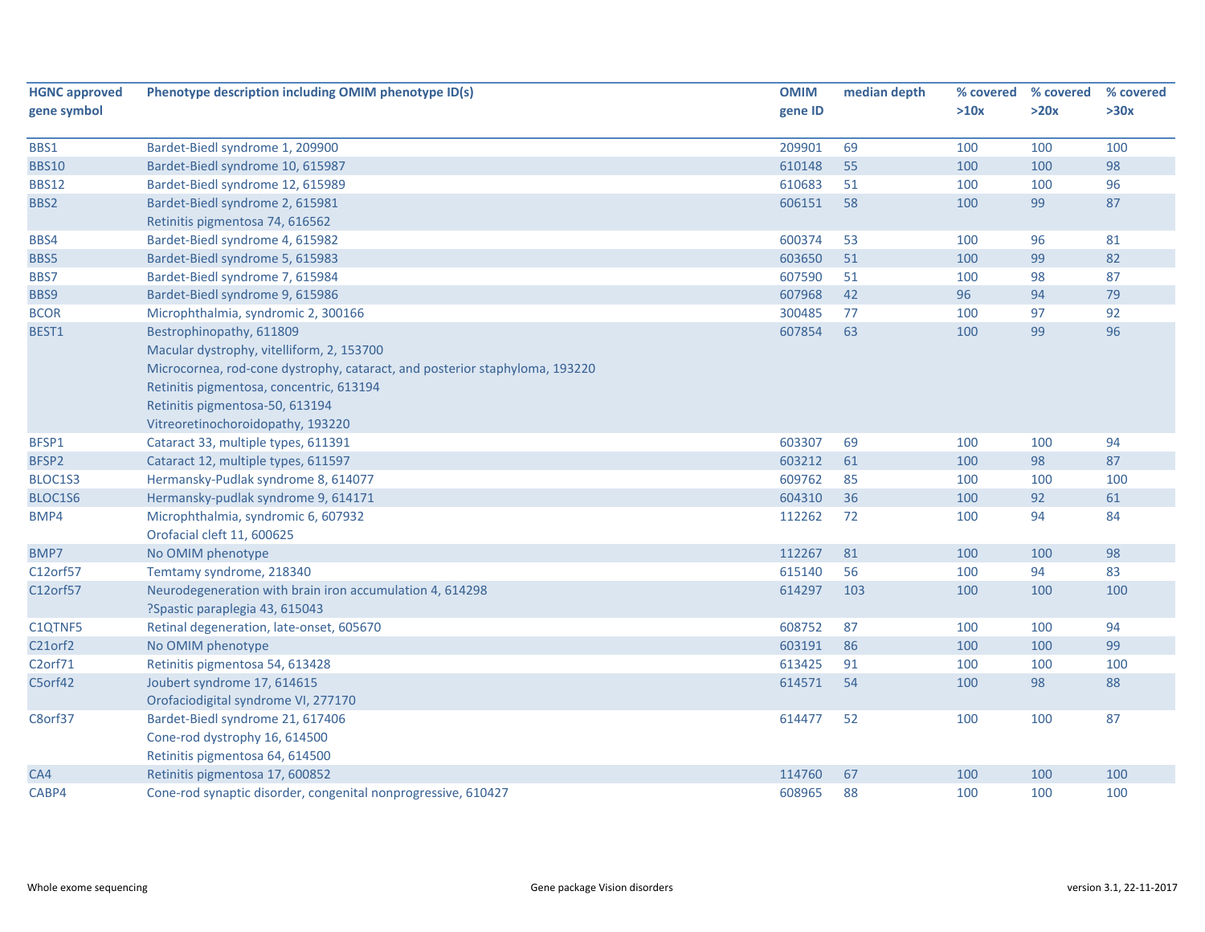| HGNC approved gene symbol | Phenotype description including OMIM phenotype ID(s) | OMIM gene ID | median depth | % covered >10x | % covered >20x | % covered >30x |
|---|---|---|---|---|---|---|
| BBS1 | Bardet-Biedl syndrome 1, 209900 | 209901 | 69 | 100 | 100 | 100 |
| BBS10 | Bardet-Biedl syndrome 10, 615987 | 610148 | 55 | 100 | 100 | 98 |
| BBS12 | Bardet-Biedl syndrome 12, 615989 | 610683 | 51 | 100 | 100 | 96 |
| BBS2 | Bardet-Biedl syndrome 2, 615981<br>Retinitis pigmentosa 74, 616562 | 606151 | 58 | 100 | 99 | 87 |
| BBS4 | Bardet-Biedl syndrome 4, 615982 | 600374 | 53 | 100 | 96 | 81 |
| BBS5 | Bardet-Biedl syndrome 5, 615983 | 603650 | 51 | 100 | 99 | 82 |
| BBS7 | Bardet-Biedl syndrome 7, 615984 | 607590 | 51 | 100 | 98 | 87 |
| BBS9 | Bardet-Biedl syndrome 9, 615986 | 607968 | 42 | 96 | 94 | 79 |
| BCOR | Microphthalmia, syndromic 2, 300166 | 300485 | 77 | 100 | 97 | 92 |
| BEST1 | Bestrophinopathy, 611809<br>Macular dystrophy, vitelliform, 2, 153700<br>Microcornea, rod-cone dystrophy, cataract, and posterior staphyloma, 193220<br>Retinitis pigmentosa, concentric, 613194<br>Retinitis pigmentosa-50, 613194<br>Vitreoretinochoroidopathy, 193220 | 607854 | 63 | 100 | 99 | 96 |
| BFSP1 | Cataract 33, multiple types, 611391 | 603307 | 69 | 100 | 100 | 94 |
| BFSP2 | Cataract 12, multiple types, 611597 | 603212 | 61 | 100 | 98 | 87 |
| BLOC1S3 | Hermansky-Pudlak syndrome 8, 614077 | 609762 | 85 | 100 | 100 | 100 |
| BLOC1S6 | Hermansky-pudlak syndrome 9, 614171 | 604310 | 36 | 100 | 92 | 61 |
| BMP4 | Microphthalmia, syndromic 6, 607932<br>Orofacial cleft 11, 600625 | 112262 | 72 | 100 | 94 | 84 |
| BMP7 | No OMIM phenotype | 112267 | 81 | 100 | 100 | 98 |
| C12orf57 | Temtamy syndrome, 218340 | 615140 | 56 | 100 | 94 | 83 |
| C12orf57 | Neurodegeneration with brain iron accumulation 4, 614298<br>?Spastic paraplegia 43, 615043 | 614297 | 103 | 100 | 100 | 100 |
| C1QTNF5 | Retinal degeneration, late-onset, 605670 | 608752 | 87 | 100 | 100 | 94 |
| C21orf2 | No OMIM phenotype | 603191 | 86 | 100 | 100 | 99 |
| C2orf71 | Retinitis pigmentosa 54, 613428 | 613425 | 91 | 100 | 100 | 100 |
| C5orf42 | Joubert syndrome 17, 614615<br>Orofaciodigital syndrome VI, 277170 | 614571 | 54 | 100 | 98 | 88 |
| C8orf37 | Bardet-Biedl syndrome 21, 617406<br>Cone-rod dystrophy 16, 614500<br>Retinitis pigmentosa 64, 614500 | 614477 | 52 | 100 | 100 | 87 |
| CA4 | Retinitis pigmentosa 17, 600852 | 114760 | 67 | 100 | 100 | 100 |
| CABP4 | Cone-rod synaptic disorder, congenital nonprogressive, 610427 | 608965 | 88 | 100 | 100 | 100 |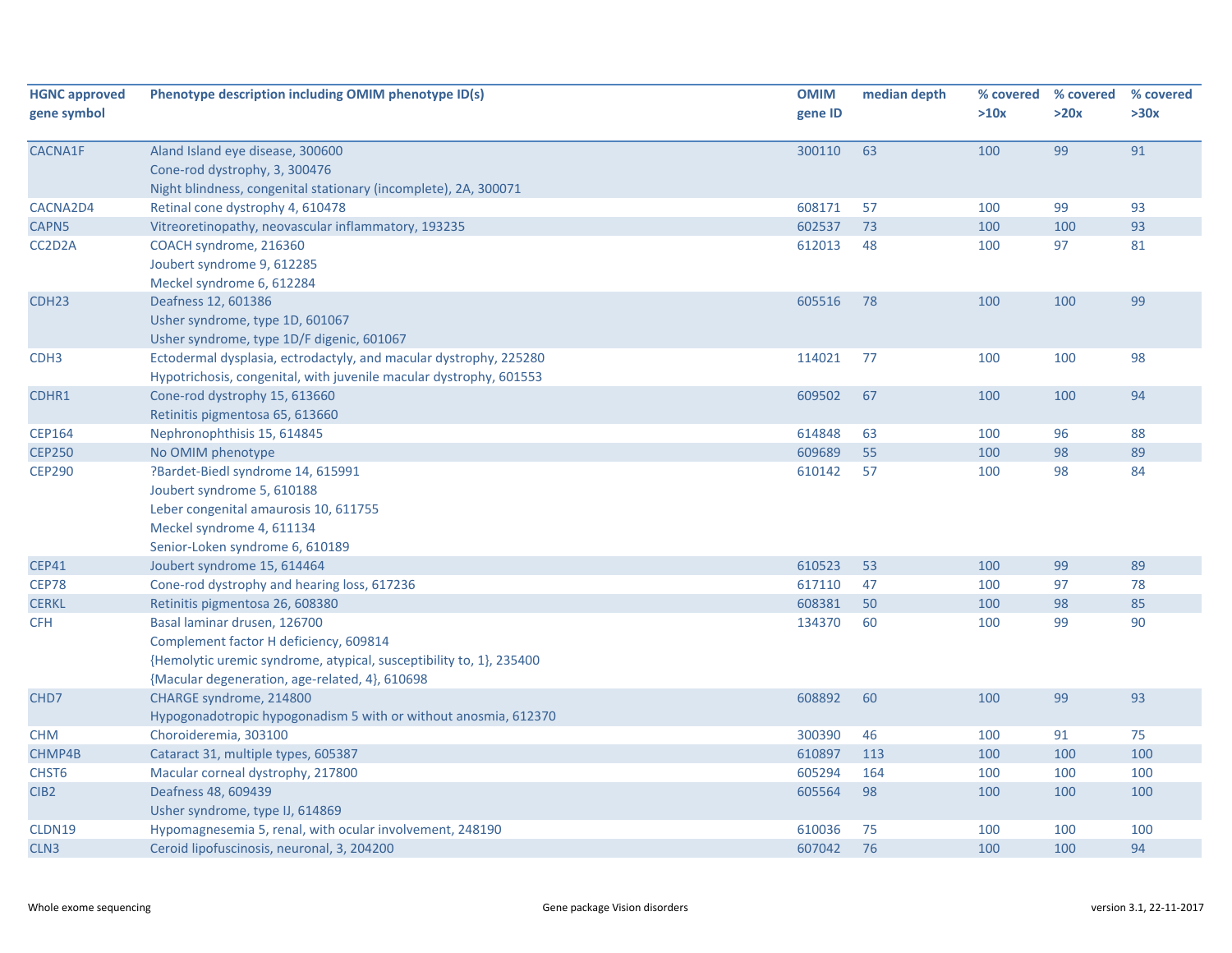| HGNC approved gene symbol | Phenotype description including OMIM phenotype ID(s) | OMIM gene ID | median depth | % covered >10x | % covered >20x | % covered >30x |
|---|---|---|---|---|---|---|
| CACNA1F | Aland Island eye disease, 300600<br>Cone-rod dystrophy, 3, 300476<br>Night blindness, congenital stationary (incomplete), 2A, 300071 | 300110 | 63 | 100 | 99 | 91 |
| CACNA2D4 | Retinal cone dystrophy 4, 610478 | 608171 | 57 | 100 | 99 | 93 |
| CAPN5 | Vitreoretinopathy, neovascular inflammatory, 193235 | 602537 | 73 | 100 | 100 | 93 |
| CC2D2A | COACH syndrome, 216360<br>Joubert syndrome 9, 612285<br>Meckel syndrome 6, 612284 | 612013 | 48 | 100 | 97 | 81 |
| CDH23 | Deafness 12, 601386<br>Usher syndrome, type 1D, 601067<br>Usher syndrome, type 1D/F digenic, 601067 | 605516 | 78 | 100 | 100 | 99 |
| CDH3 | Ectodermal dysplasia, ectrodactyly, and macular dystrophy, 225280<br>Hypotrichosis, congenital, with juvenile macular dystrophy, 601553 | 114021 | 77 | 100 | 100 | 98 |
| CDHR1 | Cone-rod dystrophy 15, 613660<br>Retinitis pigmentosa 65, 613660 | 609502 | 67 | 100 | 100 | 94 |
| CEP164 | Nephronophthisis 15, 614845 | 614848 | 63 | 100 | 96 | 88 |
| CEP250 | No OMIM phenotype | 609689 | 55 | 100 | 98 | 89 |
| CEP290 | ?Bardet-Biedl syndrome 14, 615991<br>Joubert syndrome 5, 610188<br>Leber congenital amaurosis 10, 611755<br>Meckel syndrome 4, 611134<br>Senior-Loken syndrome 6, 610189 | 610142 | 57 | 100 | 98 | 84 |
| CEP41 | Joubert syndrome 15, 614464 | 610523 | 53 | 100 | 99 | 89 |
| CEP78 | Cone-rod dystrophy and hearing loss, 617236 | 617110 | 47 | 100 | 97 | 78 |
| CERKL | Retinitis pigmentosa 26, 608380 | 608381 | 50 | 100 | 98 | 85 |
| CFH | Basal laminar drusen, 126700<br>Complement factor H deficiency, 609814<br>{Hemolytic uremic syndrome, atypical, susceptibility to, 1}, 235400<br>{Macular degeneration, age-related, 4}, 610698 | 134370 | 60 | 100 | 99 | 90 |
| CHD7 | CHARGE syndrome, 214800<br>Hypogonadotropic hypogonadism 5 with or without anosmia, 612370 | 608892 | 60 | 100 | 99 | 93 |
| CHM | Choroideremia, 303100 | 300390 | 46 | 100 | 91 | 75 |
| CHMP4B | Cataract 31, multiple types, 605387 | 610897 | 113 | 100 | 100 | 100 |
| CHST6 | Macular corneal dystrophy, 217800 | 605294 | 164 | 100 | 100 | 100 |
| CIB2 | Deafness 48, 609439<br>Usher syndrome, type IJ, 614869 | 605564 | 98 | 100 | 100 | 100 |
| CLDN19 | Hypomagnesemia 5, renal, with ocular involvement, 248190 | 610036 | 75 | 100 | 100 | 100 |
| CLN3 | Ceroid lipofuscinosis, neuronal, 3, 204200 | 607042 | 76 | 100 | 100 | 94 |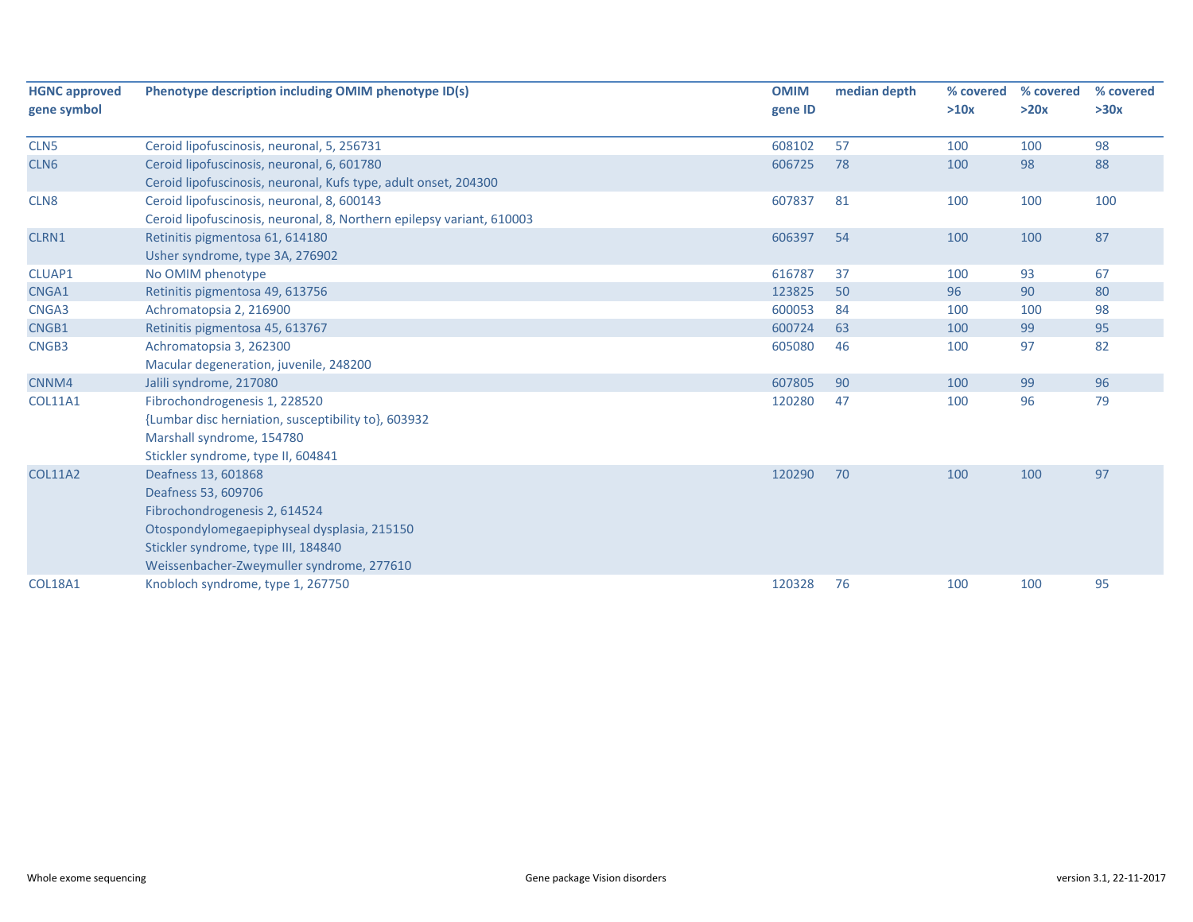| HGNC approved gene symbol | Phenotype description including OMIM phenotype ID(s) | OMIM gene ID | median depth | % covered >10x | % covered >20x | % covered >30x |
|---|---|---|---|---|---|---|
| CLN5 | Ceroid lipofuscinosis, neuronal, 5, 256731 | 608102 | 57 | 100 | 100 | 98 |
| CLN6 | Ceroid lipofuscinosis, neuronal, 6, 601780<br>Ceroid lipofuscinosis, neuronal, Kufs type, adult onset, 204300 | 606725 | 78 | 100 | 98 | 88 |
| CLN8 | Ceroid lipofuscinosis, neuronal, 8, 600143<br>Ceroid lipofuscinosis, neuronal, 8, Northern epilepsy variant, 610003 | 607837 | 81 | 100 | 100 | 100 |
| CLRN1 | Retinitis pigmentosa 61, 614180<br>Usher syndrome, type 3A, 276902 | 606397 | 54 | 100 | 100 | 87 |
| CLUAP1 | No OMIM phenotype | 616787 | 37 | 100 | 93 | 67 |
| CNGA1 | Retinitis pigmentosa 49, 613756 | 123825 | 50 | 96 | 90 | 80 |
| CNGA3 | Achromatopsia 2, 216900 | 600053 | 84 | 100 | 100 | 98 |
| CNGB1 | Retinitis pigmentosa 45, 613767 | 600724 | 63 | 100 | 99 | 95 |
| CNGB3 | Achromatopsia 3, 262300<br>Macular degeneration, juvenile, 248200 | 605080 | 46 | 100 | 97 | 82 |
| CNNM4 | Jalili syndrome, 217080 | 607805 | 90 | 100 | 99 | 96 |
| COL11A1 | Fibrochondrogenesis 1, 228520<br>{Lumbar disc herniation, susceptibility to}, 603932<br>Marshall syndrome, 154780<br>Stickler syndrome, type II, 604841 | 120280 | 47 | 100 | 96 | 79 |
| COL11A2 | Deafness 13, 601868<br>Deafness 53, 609706<br>Fibrochondrogenesis 2, 614524<br>Otospondylomegaepiphyseal dysplasia, 215150<br>Stickler syndrome, type III, 184840<br>Weissenbacher-Zweymuller syndrome, 277610 | 120290 | 70 | 100 | 100 | 97 |
| COL18A1 | Knobloch syndrome, type 1, 267750 | 120328 | 76 | 100 | 100 | 95 |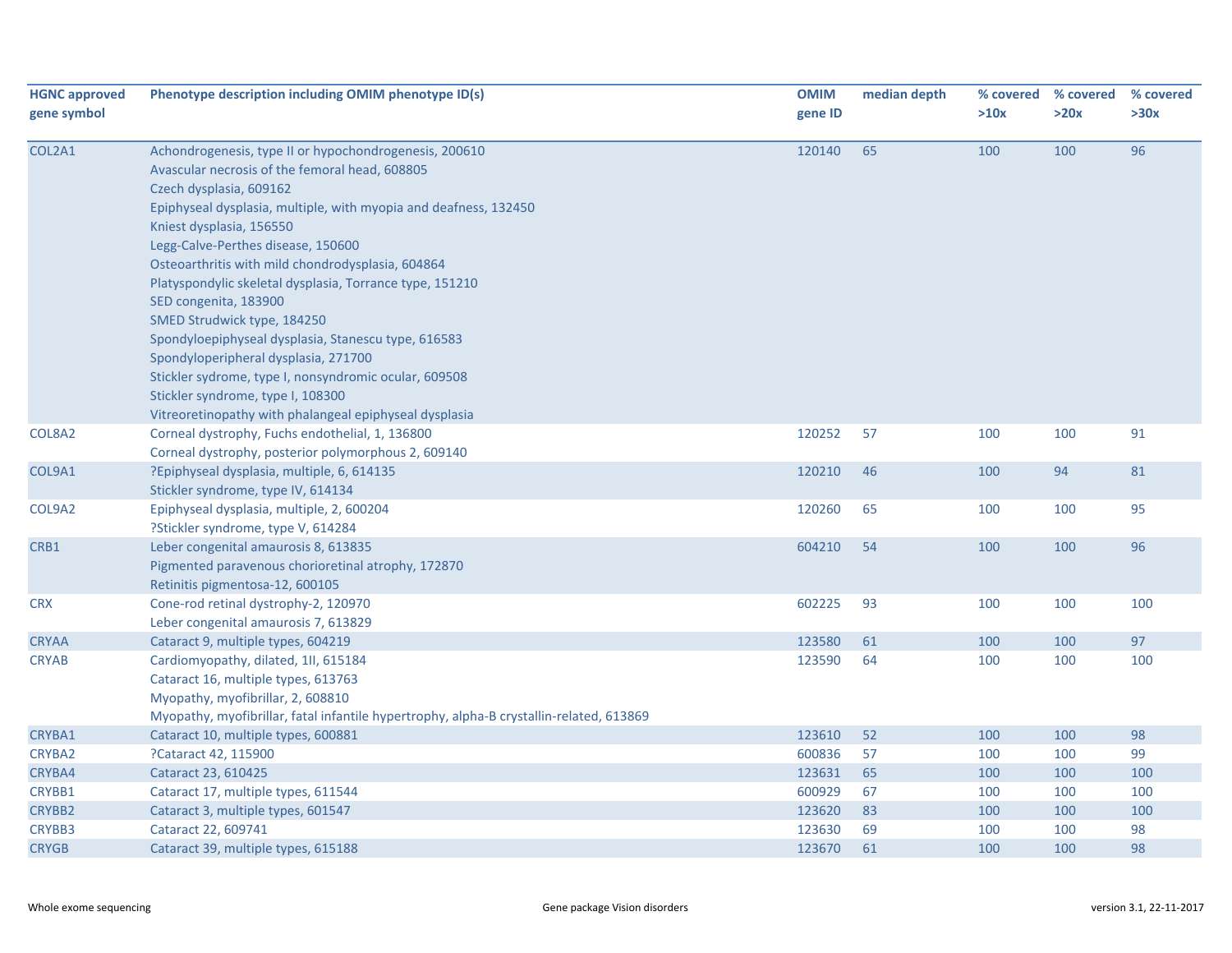| HGNC approved gene symbol | Phenotype description including OMIM phenotype ID(s) | OMIM gene ID | median depth | % covered >10x | % covered >20x | % covered >30x |
|---|---|---|---|---|---|---|
| COL2A1 | Achondrogenesis, type II or hypochondrogenesis, 200610<br>Avascular necrosis of the femoral head, 608805<br>Czech dysplasia, 609162<br>Epiphyseal dysplasia, multiple, with myopia and deafness, 132450<br>Kniest dysplasia, 156550<br>Legg-Calve-Perthes disease, 150600<br>Osteoarthritis with mild chondrodysplasia, 604864<br>Platyspondylic skeletal dysplasia, Torrance type, 151210<br>SED congenita, 183900<br>SMED Strudwick type, 184250<br>Spondyloepiphyseal dysplasia, Stanescu type, 616583<br>Spondyloperipheral dysplasia, 271700<br>Stickler sydrome, type I, nonsyndromic ocular, 609508<br>Stickler syndrome, type I, 108300<br>Vitreoretinopathy with phalangeal epiphyseal dysplasia | 120140 | 65 | 100 | 100 | 96 |
| COL8A2 | Corneal dystrophy, Fuchs endothelial, 1, 136800<br>Corneal dystrophy, posterior polymorphous 2, 609140 | 120252 | 57 | 100 | 100 | 91 |
| COL9A1 | ?Epiphyseal dysplasia, multiple, 6, 614135<br>Stickler syndrome, type IV, 614134 | 120210 | 46 | 100 | 94 | 81 |
| COL9A2 | Epiphyseal dysplasia, multiple, 2, 600204<br>?Stickler syndrome, type V, 614284 | 120260 | 65 | 100 | 100 | 95 |
| CRB1 | Leber congenital amaurosis 8, 613835<br>Pigmented paravenous chorioretinal atrophy, 172870<br>Retinitis pigmentosa-12, 600105 | 604210 | 54 | 100 | 100 | 96 |
| CRX | Cone-rod retinal dystrophy-2, 120970<br>Leber congenital amaurosis 7, 613829 | 602225 | 93 | 100 | 100 | 100 |
| CRYAA | Cataract 9, multiple types, 604219 | 123580 | 61 | 100 | 100 | 97 |
| CRYAB | Cardiomyopathy, dilated, 1II, 615184<br>Cataract 16, multiple types, 613763<br>Myopathy, myofibrillar, 2, 608810<br>Myopathy, myofibrillar, fatal infantile hypertrophy, alpha-B crystallin-related, 613869 | 123590 | 64 | 100 | 100 | 100 |
| CRYBA1 | Cataract 10, multiple types, 600881 | 123610 | 52 | 100 | 100 | 98 |
| CRYBA2 | ?Cataract 42, 115900 | 600836 | 57 | 100 | 100 | 99 |
| CRYBA4 | Cataract 23, 610425 | 123631 | 65 | 100 | 100 | 100 |
| CRYBB1 | Cataract 17, multiple types, 611544 | 600929 | 67 | 100 | 100 | 100 |
| CRYBB2 | Cataract 3, multiple types, 601547 | 123620 | 83 | 100 | 100 | 100 |
| CRYBB3 | Cataract 22, 609741 | 123630 | 69 | 100 | 100 | 98 |
| CRYGB | Cataract 39, multiple types, 615188 | 123670 | 61 | 100 | 100 | 98 |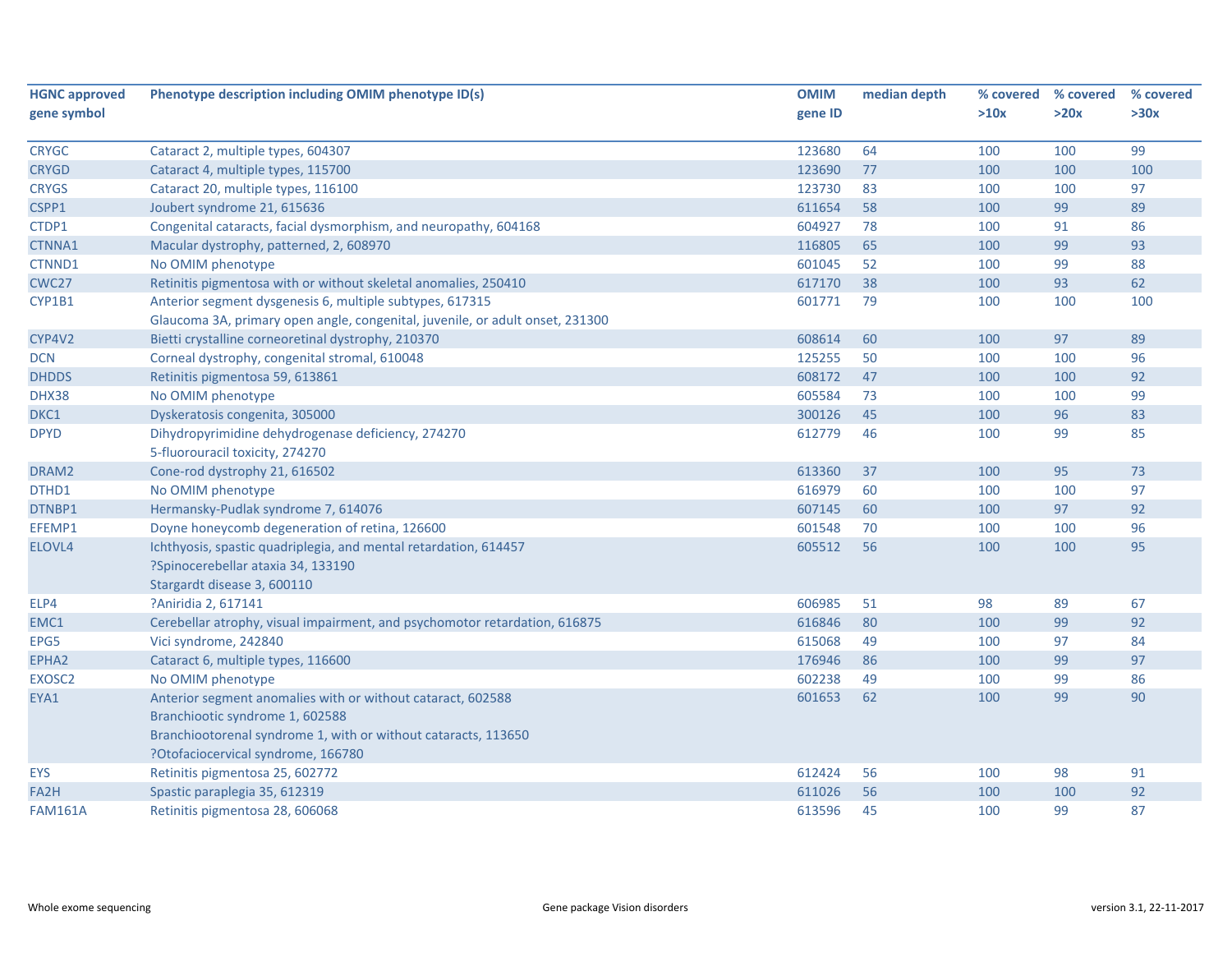| HGNC approved gene symbol | Phenotype description including OMIM phenotype ID(s) | OMIM gene ID | median depth | % covered >10x | % covered >20x | % covered >30x |
|---|---|---|---|---|---|---|
| CRYGC | Cataract 2, multiple types, 604307 | 123680 | 64 | 100 | 100 | 99 |
| CRYGD | Cataract 4, multiple types, 115700 | 123690 | 77 | 100 | 100 | 100 |
| CRYGS | Cataract 20, multiple types, 116100 | 123730 | 83 | 100 | 100 | 97 |
| CSPP1 | Joubert syndrome 21, 615636 | 611654 | 58 | 100 | 99 | 89 |
| CTDP1 | Congenital cataracts, facial dysmorphism, and neuropathy, 604168 | 604927 | 78 | 100 | 91 | 86 |
| CTNNA1 | Macular dystrophy, patterned, 2, 608970 | 116805 | 65 | 100 | 99 | 93 |
| CTNND1 | No OMIM phenotype | 601045 | 52 | 100 | 99 | 88 |
| CWC27 | Retinitis pigmentosa with or without skeletal anomalies, 250410 | 617170 | 38 | 100 | 93 | 62 |
| CYP1B1 | Anterior segment dysgenesis 6, multiple subtypes, 617315<br>Glaucoma 3A, primary open angle, congenital, juvenile, or adult onset, 231300 | 601771 | 79 | 100 | 100 | 100 |
| CYP4V2 | Bietti crystalline corneoretinal dystrophy, 210370 | 608614 | 60 | 100 | 97 | 89 |
| DCN | Corneal dystrophy, congenital stromal, 610048 | 125255 | 50 | 100 | 100 | 96 |
| DHDDS | Retinitis pigmentosa 59, 613861 | 608172 | 47 | 100 | 100 | 92 |
| DHX38 | No OMIM phenotype | 605584 | 73 | 100 | 100 | 99 |
| DKC1 | Dyskeratosis congenita, 305000 | 300126 | 45 | 100 | 96 | 83 |
| DPYD | Dihydropyrimidine dehydrogenase deficiency, 274270<br>5-fluorouracil toxicity, 274270 | 612779 | 46 | 100 | 99 | 85 |
| DRAM2 | Cone-rod dystrophy 21, 616502 | 613360 | 37 | 100 | 95 | 73 |
| DTHD1 | No OMIM phenotype | 616979 | 60 | 100 | 100 | 97 |
| DTNBP1 | Hermansky-Pudlak syndrome 7, 614076 | 607145 | 60 | 100 | 97 | 92 |
| EFEMP1 | Doyne honeycomb degeneration of retina, 126600 | 601548 | 70 | 100 | 100 | 96 |
| ELOVL4 | Ichthyosis, spastic quadriplegia, and mental retardation, 614457<br>?Spinocerebellar ataxia 34, 133190<br>Stargardt disease 3, 600110 | 605512 | 56 | 100 | 100 | 95 |
| ELP4 | ?Aniridia 2, 617141 | 606985 | 51 | 98 | 89 | 67 |
| EMC1 | Cerebellar atrophy, visual impairment, and psychomotor retardation, 616875 | 616846 | 80 | 100 | 99 | 92 |
| EPG5 | Vici syndrome, 242840 | 615068 | 49 | 100 | 97 | 84 |
| EPHA2 | Cataract 6, multiple types, 116600 | 176946 | 86 | 100 | 99 | 97 |
| EXOSC2 | No OMIM phenotype | 602238 | 49 | 100 | 99 | 86 |
| EYA1 | Anterior segment anomalies with or without cataract, 602588<br>Branchiootic syndrome 1, 602588<br>Branchiootorenal syndrome 1, with or without cataracts, 113650<br>?Otofaciocervical syndrome, 166780 | 601653 | 62 | 100 | 99 | 90 |
| EYS | Retinitis pigmentosa 25, 602772 | 612424 | 56 | 100 | 98 | 91 |
| FA2H | Spastic paraplegia 35, 612319 | 611026 | 56 | 100 | 100 | 92 |
| FAM161A | Retinitis pigmentosa 28, 606068 | 613596 | 45 | 100 | 99 | 87 |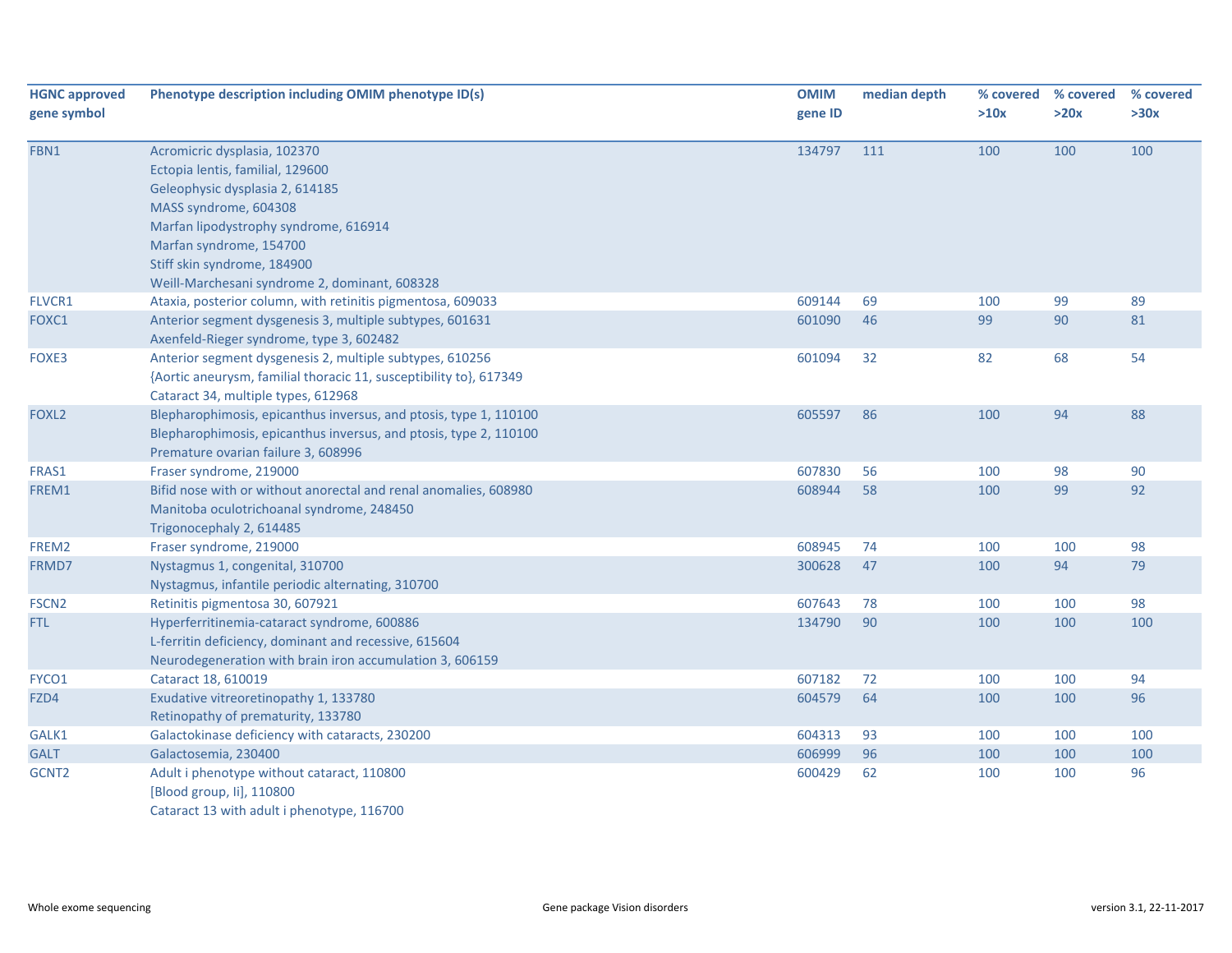| HGNC approved gene symbol | Phenotype description including OMIM phenotype ID(s) | OMIM gene ID | median depth | % covered >10x | % covered >20x | % covered >30x |
|---|---|---|---|---|---|---|
| FBN1 | Acromicric dysplasia, 102370<br>Ectopia lentis, familial, 129600<br>Geleophysic dysplasia 2, 614185<br>MASS syndrome, 604308<br>Marfan lipodystrophy syndrome, 616914<br>Marfan syndrome, 154700<br>Stiff skin syndrome, 184900<br>Weill-Marchesani syndrome 2, dominant, 608328 | 134797 | 111 | 100 | 100 | 100 |
| FLVCR1 | Ataxia, posterior column, with retinitis pigmentosa, 609033 | 609144 | 69 | 100 | 99 | 89 |
| FOXC1 | Anterior segment dysgenesis 3, multiple subtypes, 601631<br>Axenfeld-Rieger syndrome, type 3, 602482 | 601090 | 46 | 99 | 90 | 81 |
| FOXE3 | Anterior segment dysgenesis 2, multiple subtypes, 610256<br>{Aortic aneurysm, familial thoracic 11, susceptibility to}, 617349<br>Cataract 34, multiple types, 612968 | 601094 | 32 | 82 | 68 | 54 |
| FOXL2 | Blepharophimosis, epicanthus inversus, and ptosis, type 1, 110100<br>Blepharophimosis, epicanthus inversus, and ptosis, type 2, 110100<br>Premature ovarian failure 3, 608996 | 605597 | 86 | 100 | 94 | 88 |
| FRAS1 | Fraser syndrome, 219000 | 607830 | 56 | 100 | 98 | 90 |
| FREM1 | Bifid nose with or without anorectal and renal anomalies, 608980<br>Manitoba oculotrichoanal syndrome, 248450<br>Trigonocephaly 2, 614485 | 608944 | 58 | 100 | 99 | 92 |
| FREM2 | Fraser syndrome, 219000 | 608945 | 74 | 100 | 100 | 98 |
| FRMD7 | Nystagmus 1, congenital, 310700<br>Nystagmus, infantile periodic alternating, 310700 | 300628 | 47 | 100 | 94 | 79 |
| FSCN2 | Retinitis pigmentosa 30, 607921 | 607643 | 78 | 100 | 100 | 98 |
| FTL | Hyperferritinemia-cataract syndrome, 600886<br>L-ferritin deficiency, dominant and recessive, 615604<br>Neurodegeneration with brain iron accumulation 3, 606159 | 134790 | 90 | 100 | 100 | 100 |
| FYCO1 | Cataract 18, 610019 | 607182 | 72 | 100 | 100 | 94 |
| FZD4 | Exudative vitreoretinopathy 1, 133780<br>Retinopathy of prematurity, 133780 | 604579 | 64 | 100 | 100 | 96 |
| GALK1 | Galactokinase deficiency with cataracts, 230200 | 604313 | 93 | 100 | 100 | 100 |
| GALT | Galactosemia, 230400 | 606999 | 96 | 100 | 100 | 100 |
| GCNT2 | Adult i phenotype without cataract, 110800<br>[Blood group, Ii], 110800<br>Cataract 13 with adult i phenotype, 116700 | 600429 | 62 | 100 | 100 | 96 |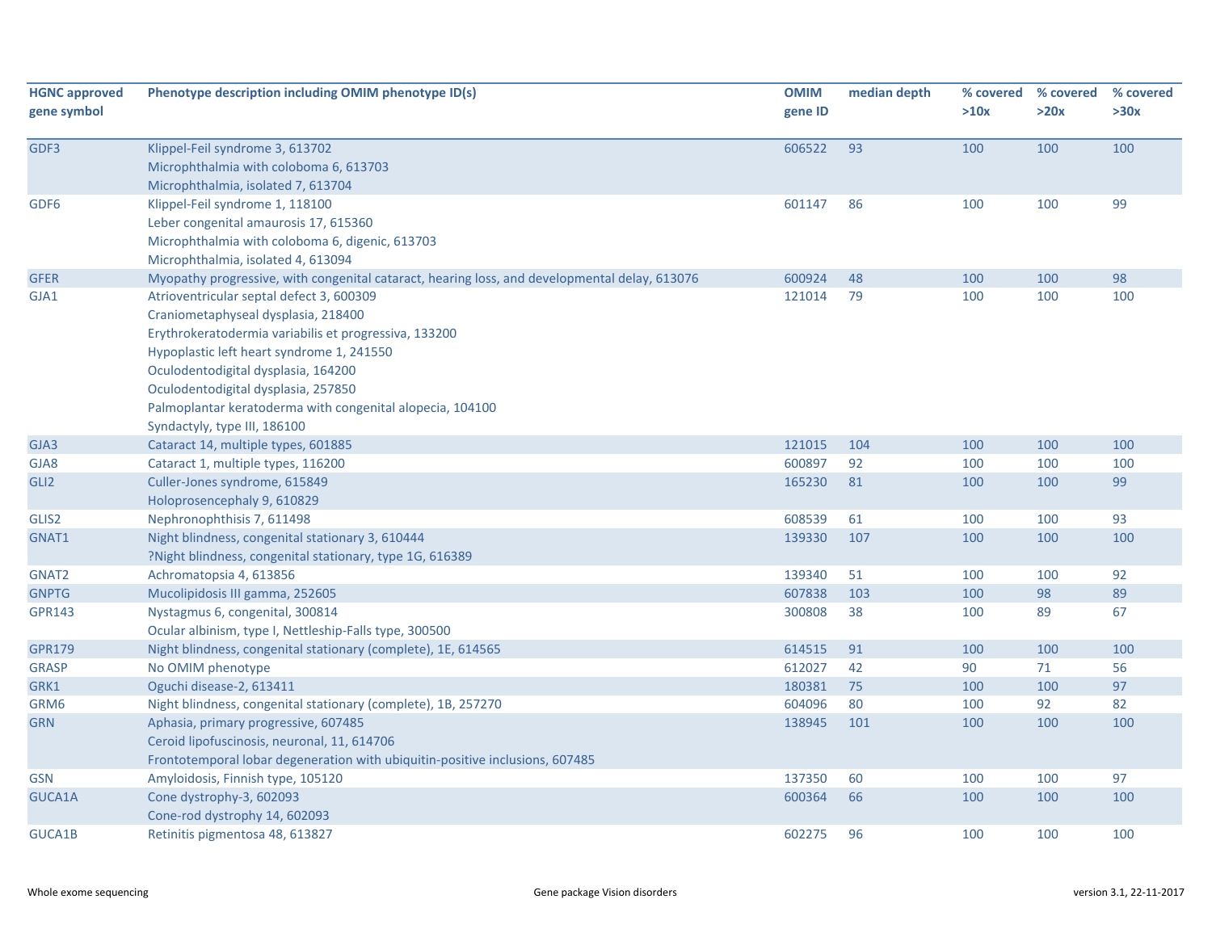| HGNC approved gene symbol | Phenotype description including OMIM phenotype ID(s) | OMIM gene ID | median depth | % covered >10x | % covered >20x | % covered >30x |
|---|---|---|---|---|---|---|
| GDF3 | Klippel-Feil syndrome 3, 613702<br>Microphthalmia with coloboma 6, 613703<br>Microphthalmia, isolated 7, 613704 | 606522 | 93 | 100 | 100 | 100 |
| GDF6 | Klippel-Feil syndrome 1, 118100<br>Leber congenital amaurosis 17, 615360<br>Microphthalmia with coloboma 6, digenic, 613703<br>Microphthalmia, isolated 4, 613094 | 601147 | 86 | 100 | 100 | 99 |
| GFER | Myopathy progressive, with congenital cataract, hearing loss, and developmental delay, 613076 | 600924 | 48 | 100 | 100 | 98 |
| GJA1 | Atrioventricular septal defect 3, 600309<br>Craniometaphyseal dysplasia, 218400<br>Erythrokeratodermia variabilis et progressiva, 133200<br>Hypoplastic left heart syndrome 1, 241550<br>Oculodentodigital dysplasia, 164200<br>Oculodentodigital dysplasia, 257850<br>Palmoplantar keratoderma with congenital alopecia, 104100<br>Syndactyly, type III, 186100 | 121014 | 79 | 100 | 100 | 100 |
| GJA3 | Cataract 14, multiple types, 601885 | 121015 | 104 | 100 | 100 | 100 |
| GJA8 | Cataract 1, multiple types, 116200 | 600897 | 92 | 100 | 100 | 100 |
| GLI2 | Culler-Jones syndrome, 615849<br>Holoprosencephaly 9, 610829 | 165230 | 81 | 100 | 100 | 99 |
| GLIS2 | Nephronophthisis 7, 611498 | 608539 | 61 | 100 | 100 | 93 |
| GNAT1 | Night blindness, congenital stationary 3, 610444<br>?Night blindness, congenital stationary, type 1G, 616389 | 139330 | 107 | 100 | 100 | 100 |
| GNAT2 | Achromatopsia 4, 613856 | 139340 | 51 | 100 | 100 | 92 |
| GNPTG | Mucolipidosis III gamma, 252605 | 607838 | 103 | 100 | 98 | 89 |
| GPR143 | Nystagmus 6, congenital, 300814<br>Ocular albinism, type I, Nettleship-Falls type, 300500 | 300808 | 38 | 100 | 89 | 67 |
| GPR179 | Night blindness, congenital stationary (complete), 1E, 614565 | 614515 | 91 | 100 | 100 | 100 |
| GRASP | No OMIM phenotype | 612027 | 42 | 90 | 71 | 56 |
| GRK1 | Oguchi disease-2, 613411 | 180381 | 75 | 100 | 100 | 97 |
| GRM6 | Night blindness, congenital stationary (complete), 1B, 257270 | 604096 | 80 | 100 | 92 | 82 |
| GRN | Aphasia, primary progressive, 607485<br>Ceroid lipofuscinosis, neuronal, 11, 614706<br>Frontotemporal lobar degeneration with ubiquitin-positive inclusions, 607485 | 138945 | 101 | 100 | 100 | 100 |
| GSN | Amyloidosis, Finnish type, 105120 | 137350 | 60 | 100 | 100 | 97 |
| GUCA1A | Cone dystrophy-3, 602093<br>Cone-rod dystrophy 14, 602093 | 600364 | 66 | 100 | 100 | 100 |
| GUCA1B | Retinitis pigmentosa 48, 613827 | 602275 | 96 | 100 | 100 | 100 |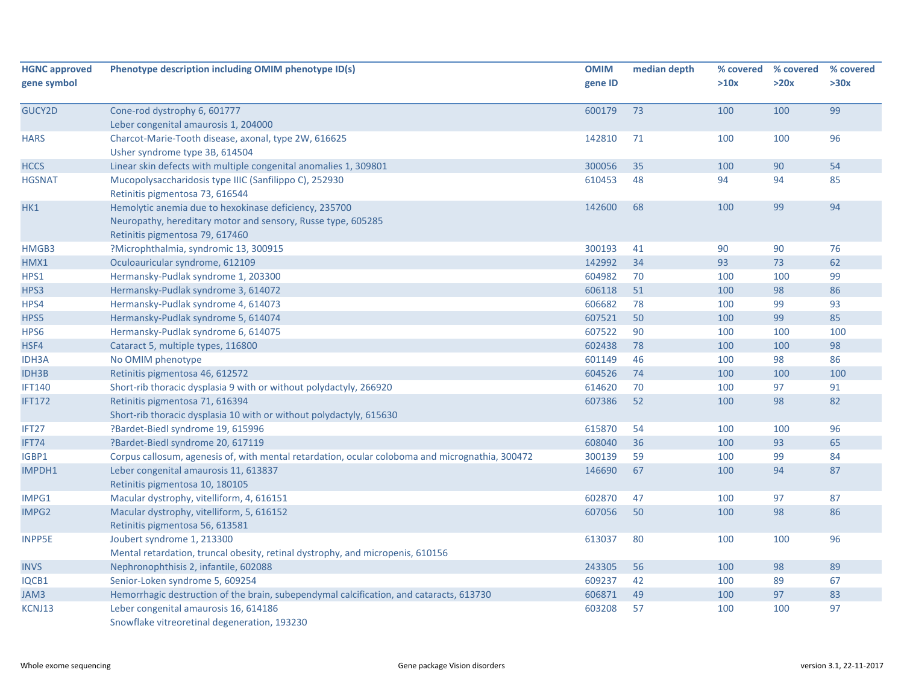| HGNC approved gene symbol | Phenotype description including OMIM phenotype ID(s) | OMIM gene ID | median depth | % covered >10x | % covered >20x | % covered >30x |
|---|---|---|---|---|---|---|
| GUCY2D | Cone-rod dystrophy 6, 601777<br>Leber congenital amaurosis 1, 204000 | 600179 | 73 | 100 | 100 | 99 |
| HARS | Charcot-Marie-Tooth disease, axonal, type 2W, 616625<br>Usher syndrome type 3B, 614504 | 142810 | 71 | 100 | 100 | 96 |
| HCCS | Linear skin defects with multiple congenital anomalies 1, 309801 | 300056 | 35 | 100 | 90 | 54 |
| HGSNAT | Mucopolysaccharidosis type IIIC (Sanfilippo C), 252930<br>Retinitis pigmentosa 73, 616544 | 610453 | 48 | 94 | 94 | 85 |
| HK1 | Hemolytic anemia due to hexokinase deficiency, 235700<br>Neuropathy, hereditary motor and sensory, Russe type, 605285<br>Retinitis pigmentosa 79, 617460 | 142600 | 68 | 100 | 99 | 94 |
| HMGB3 | ?Microphthalmia, syndromic 13, 300915 | 300193 | 41 | 90 | 90 | 76 |
| HMX1 | Oculoauricular syndrome, 612109 | 142992 | 34 | 93 | 73 | 62 |
| HPS1 | Hermansky-Pudlak syndrome 1, 203300 | 604982 | 70 | 100 | 100 | 99 |
| HPS3 | Hermansky-Pudlak syndrome 3, 614072 | 606118 | 51 | 100 | 98 | 86 |
| HPS4 | Hermansky-Pudlak syndrome 4, 614073 | 606682 | 78 | 100 | 99 | 93 |
| HPS5 | Hermansky-Pudlak syndrome 5, 614074 | 607521 | 50 | 100 | 99 | 85 |
| HPS6 | Hermansky-Pudlak syndrome 6, 614075 | 607522 | 90 | 100 | 100 | 100 |
| HSF4 | Cataract 5, multiple types, 116800 | 602438 | 78 | 100 | 100 | 98 |
| IDH3A | No OMIM phenotype | 601149 | 46 | 100 | 98 | 86 |
| IDH3B | Retinitis pigmentosa 46, 612572 | 604526 | 74 | 100 | 100 | 100 |
| IFT140 | Short-rib thoracic dysplasia 9 with or without polydactyly, 266920 | 614620 | 70 | 100 | 97 | 91 |
| IFT172 | Retinitis pigmentosa 71, 616394<br>Short-rib thoracic dysplasia 10 with or without polydactyly, 615630 | 607386 | 52 | 100 | 98 | 82 |
| IFT27 | ?Bardet-Biedl syndrome 19, 615996 | 615870 | 54 | 100 | 100 | 96 |
| IFT74 | ?Bardet-Biedl syndrome 20, 617119 | 608040 | 36 | 100 | 93 | 65 |
| IGBP1 | Corpus callosum, agenesis of, with mental retardation, ocular coloboma and micrognathia, 300472 | 300139 | 59 | 100 | 99 | 84 |
| IMPDH1 | Leber congenital amaurosis 11, 613837<br>Retinitis pigmentosa 10, 180105 | 146690 | 67 | 100 | 94 | 87 |
| IMPG1 | Macular dystrophy, vitelliform, 4, 616151 | 602870 | 47 | 100 | 97 | 87 |
| IMPG2 | Macular dystrophy, vitelliform, 5, 616152<br>Retinitis pigmentosa 56, 613581 | 607056 | 50 | 100 | 98 | 86 |
| INPP5E | Joubert syndrome 1, 213300<br>Mental retardation, truncal obesity, retinal dystrophy, and micropenis, 610156 | 613037 | 80 | 100 | 100 | 96 |
| INVS | Nephronophthisis 2, infantile, 602088 | 243305 | 56 | 100 | 98 | 89 |
| IQCB1 | Senior-Loken syndrome 5, 609254 | 609237 | 42 | 100 | 89 | 67 |
| JAM3 | Hemorrhagic destruction of the brain, subependymal calcification, and cataracts, 613730 | 606871 | 49 | 100 | 97 | 83 |
| KCNJ13 | Leber congenital amaurosis 16, 614186<br>Snowflake vitreoretinal degeneration, 193230 | 603208 | 57 | 100 | 100 | 97 |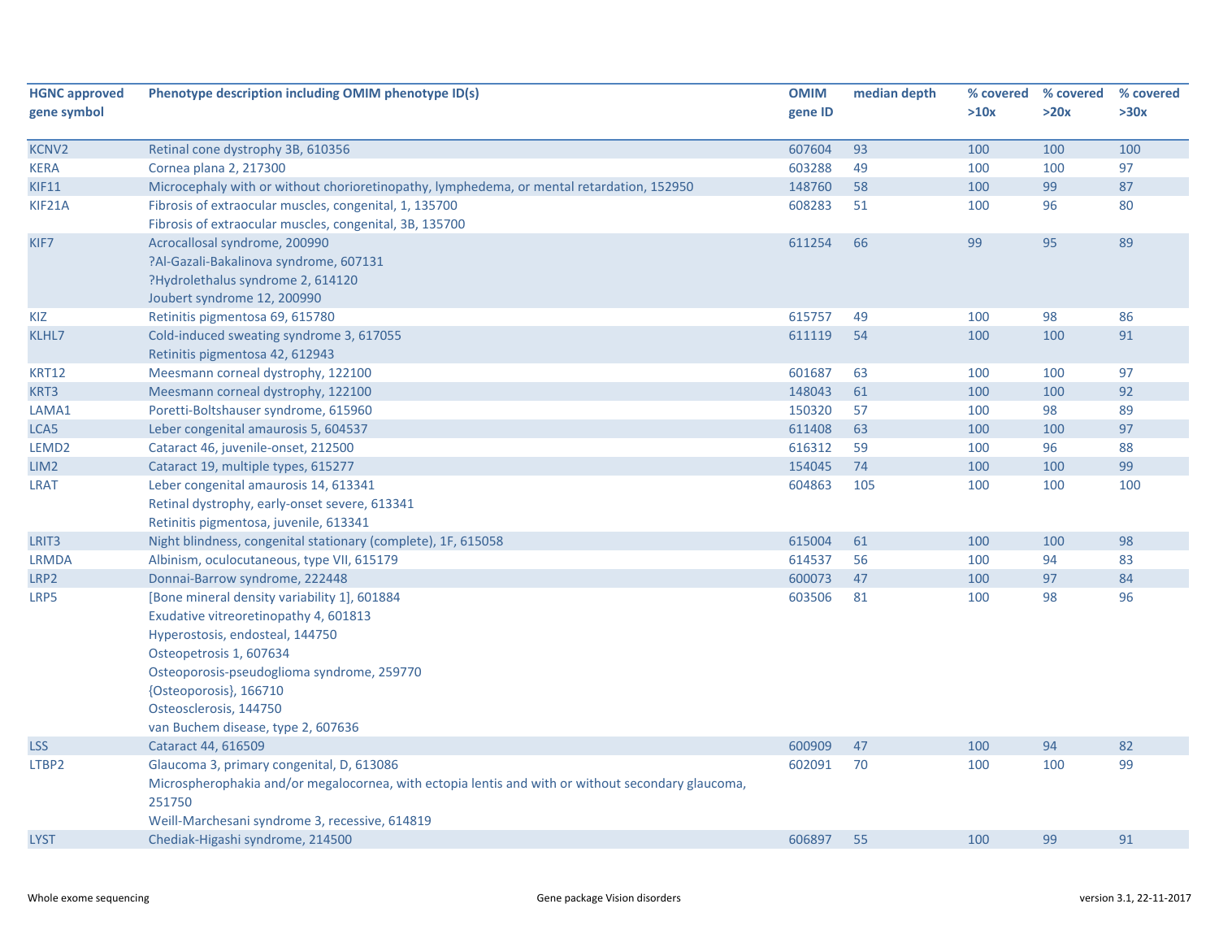| HGNC approved gene symbol | Phenotype description including OMIM phenotype ID(s) | OMIM gene ID | median depth | % covered >10x | % covered >20x | % covered >30x |
|---|---|---|---|---|---|---|
| KCNV2 | Retinal cone dystrophy 3B, 610356 | 607604 | 93 | 100 | 100 | 100 |
| KERA | Cornea plana 2, 217300 | 603288 | 49 | 100 | 100 | 97 |
| KIF11 | Microcephaly with or without chorioretinopathy, lymphedema, or mental retardation, 152950 | 148760 | 58 | 100 | 99 | 87 |
| KIF21A | Fibrosis of extraocular muscles, congenital, 1, 135700<br>Fibrosis of extraocular muscles, congenital, 3B, 135700 | 608283 | 51 | 100 | 96 | 80 |
| KIF7 | Acrocallosal syndrome, 200990<br>?Al-Gazali-Bakalinova syndrome, 607131<br>?Hydrolethalus syndrome 2, 614120<br>Joubert syndrome 12, 200990 | 611254 | 66 | 99 | 95 | 89 |
| KIZ | Retinitis pigmentosa 69, 615780 | 615757 | 49 | 100 | 98 | 86 |
| KLHL7 | Cold-induced sweating syndrome 3, 617055<br>Retinitis pigmentosa 42, 612943 | 611119 | 54 | 100 | 100 | 91 |
| KRT12 | Meesmann corneal dystrophy, 122100 | 601687 | 63 | 100 | 100 | 97 |
| KRT3 | Meesmann corneal dystrophy, 122100 | 148043 | 61 | 100 | 100 | 92 |
| LAMA1 | Poretti-Boltshauser syndrome, 615960 | 150320 | 57 | 100 | 98 | 89 |
| LCA5 | Leber congenital amaurosis 5, 604537 | 611408 | 63 | 100 | 100 | 97 |
| LEMD2 | Cataract 46, juvenile-onset, 212500 | 616312 | 59 | 100 | 96 | 88 |
| LIM2 | Cataract 19, multiple types, 615277 | 154045 | 74 | 100 | 100 | 99 |
| LRAT | Leber congenital amaurosis 14, 613341<br>Retinal dystrophy, early-onset severe, 613341<br>Retinitis pigmentosa, juvenile, 613341 | 604863 | 105 | 100 | 100 | 100 |
| LRIT3 | Night blindness, congenital stationary (complete), 1F, 615058 | 615004 | 61 | 100 | 100 | 98 |
| LRMDA | Albinism, oculocutaneous, type VII, 615179 | 614537 | 56 | 100 | 94 | 83 |
| LRP2 | Donnai-Barrow syndrome, 222448 | 600073 | 47 | 100 | 97 | 84 |
| LRP5 | [Bone mineral density variability 1], 601884<br>Exudative vitreoretinopathy 4, 601813<br>Hyperostosis, endosteal, 144750<br>Osteopetrosis 1, 607634<br>Osteoporosis-pseudoglioma syndrome, 259770<br>{Osteoporosis}, 166710<br>Osteosclerosis, 144750<br>van Buchem disease, type 2, 607636 | 603506 | 81 | 100 | 98 | 96 |
| LSS | Cataract 44, 616509 | 600909 | 47 | 100 | 94 | 82 |
| LTBP2 | Glaucoma 3, primary congenital, D, 613086<br>Microspherophakia and/or megalocornea, with ectopia lentis and with or without secondary glaucoma, 251750<br>Weill-Marchesani syndrome 3, recessive, 614819 | 602091 | 70 | 100 | 100 | 99 |
| LYST | Chediak-Higashi syndrome, 214500 | 606897 | 55 | 100 | 99 | 91 |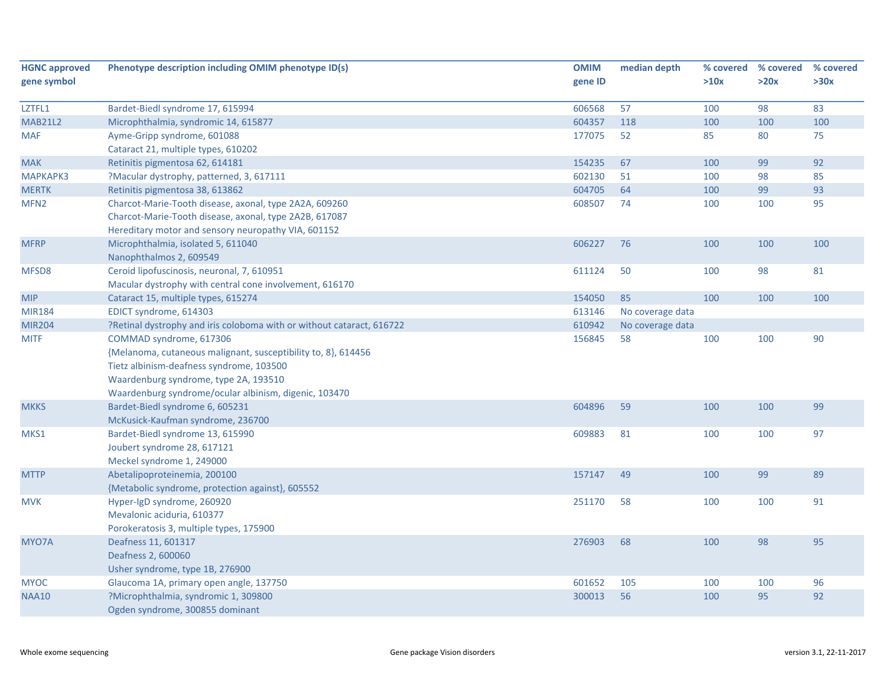| HGNC approved gene symbol | Phenotype description including OMIM phenotype ID(s) | OMIM gene ID | median depth | % covered >10x | % covered >20x | % covered >30x |
|---|---|---|---|---|---|---|
| LZTFL1 | Bardet-Biedl syndrome 17, 615994 | 606568 | 57 | 100 | 98 | 83 |
| MAB21L2 | Microphthalmia, syndromic 14, 615877 | 604357 | 118 | 100 | 100 | 100 |
| MAF | Ayme-Gripp syndrome, 601088<br>Cataract 21, multiple types, 610202 | 177075 | 52 | 85 | 80 | 75 |
| MAK | Retinitis pigmentosa 62, 614181 | 154235 | 67 | 100 | 99 | 92 |
| MAPKAPK3 | ?Macular dystrophy, patterned, 3, 617111 | 602130 | 51 | 100 | 98 | 85 |
| MERTK | Retinitis pigmentosa 38, 613862 | 604705 | 64 | 100 | 99 | 93 |
| MFN2 | Charcot-Marie-Tooth disease, axonal, type 2A2A, 609260<br>Charcot-Marie-Tooth disease, axonal, type 2A2B, 617087<br>Hereditary motor and sensory neuropathy VIA, 601152 | 608507 | 74 | 100 | 100 | 95 |
| MFRP | Microphthalmia, isolated 5, 611040<br>Nanophthalmos 2, 609549 | 606227 | 76 | 100 | 100 | 100 |
| MFSD8 | Ceroid lipofuscinosis, neuronal, 7, 610951<br>Macular dystrophy with central cone involvement, 616170 | 611124 | 50 | 100 | 98 | 81 |
| MIP | Cataract 15, multiple types, 615274 | 154050 | 85 | 100 | 100 | 100 |
| MIR184 | EDICT syndrome, 614303 | 613146 | No coverage data | | | |
| MIR204 | ?Retinal dystrophy and iris coloboma with or without cataract, 616722 | 610942 | No coverage data | | | |
| MITF | COMMAD syndrome, 617306<br>{Melanoma, cutaneous malignant, susceptibility to, 8}, 614456<br>Tietz albinism-deafness syndrome, 103500<br>Waardenburg syndrome, type 2A, 193510<br>Waardenburg syndrome/ocular albinism, digenic, 103470 | 156845 | 58 | 100 | 100 | 90 |
| MKKS | Bardet-Biedl syndrome 6, 605231<br>McKusick-Kaufman syndrome, 236700 | 604896 | 59 | 100 | 100 | 99 |
| MKS1 | Bardet-Biedl syndrome 13, 615990<br>Joubert syndrome 28, 617121<br>Meckel syndrome 1, 249000 | 609883 | 81 | 100 | 100 | 97 |
| MTTP | Abetalipoproteinemia, 200100<br>{Metabolic syndrome, protection against}, 605552 | 157147 | 49 | 100 | 99 | 89 |
| MVK | Hyper-IgD syndrome, 260920<br>Mevalonic aciduria, 610377<br>Porokeratosis 3, multiple types, 175900 | 251170 | 58 | 100 | 100 | 91 |
| MYO7A | Deafness 11, 601317<br>Deafness 2, 600060<br>Usher syndrome, type 1B, 276900 | 276903 | 68 | 100 | 98 | 95 |
| MYOC | Glaucoma 1A, primary open angle, 137750 | 601652 | 105 | 100 | 100 | 96 |
| NAA10 | ?Microphthalmia, syndromic 1, 309800<br>Ogden syndrome, 300855 dominant | 300013 | 56 | 100 | 95 | 92 |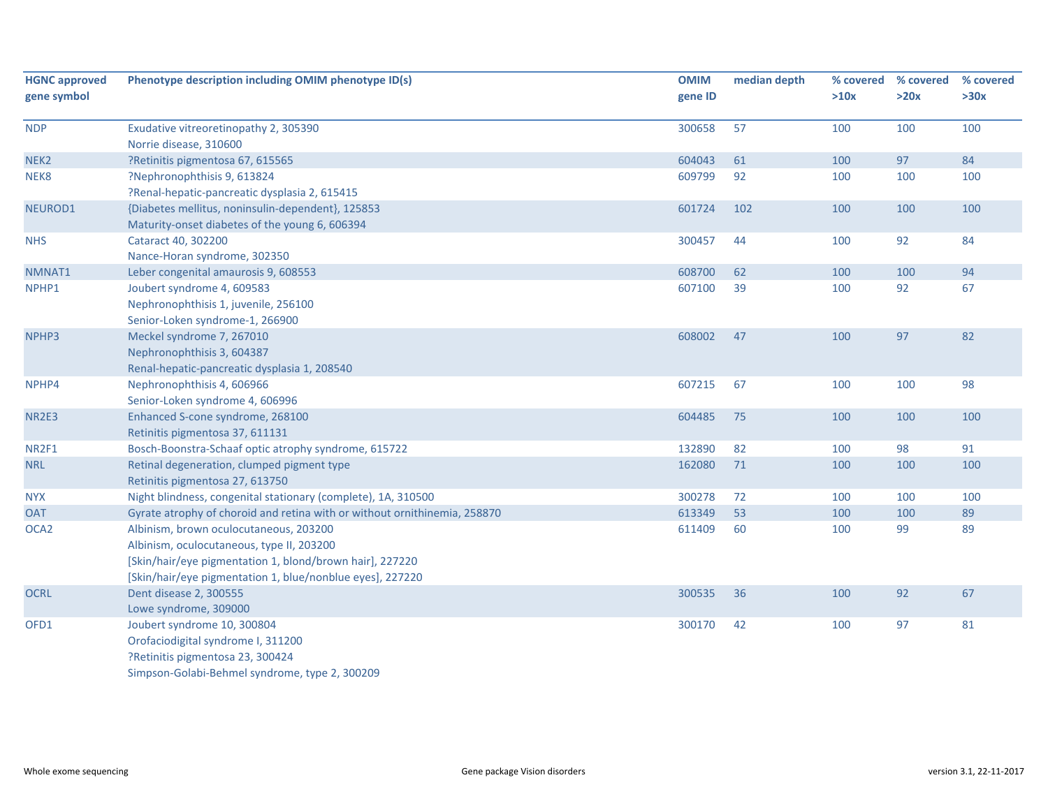| HGNC approved gene symbol | Phenotype description including OMIM phenotype ID(s) | OMIM gene ID | median depth | % covered >10x | % covered >20x | % covered >30x |
|---|---|---|---|---|---|---|
| NDP | Exudative vitreoretinopathy 2, 305390<br>Norrie disease, 310600 | 300658 | 57 | 100 | 100 | 100 |
| NEK2 | ?Retinitis pigmentosa 67, 615565 | 604043 | 61 | 100 | 97 | 84 |
| NEK8 | ?Nephronophthisis 9, 613824<br>?Renal-hepatic-pancreatic dysplasia 2, 615415 | 609799 | 92 | 100 | 100 | 100 |
| NEUROD1 | {Diabetes mellitus, noninsulin-dependent}, 125853<br>Maturity-onset diabetes of the young 6, 606394 | 601724 | 102 | 100 | 100 | 100 |
| NHS | Cataract 40, 302200<br>Nance-Horan syndrome, 302350 | 300457 | 44 | 100 | 92 | 84 |
| NMNAT1 | Leber congenital amaurosis 9, 608553 | 608700 | 62 | 100 | 100 | 94 |
| NPHP1 | Joubert syndrome 4, 609583<br>Nephronophthisis 1, juvenile, 256100<br>Senior-Loken syndrome-1, 266900 | 607100 | 39 | 100 | 92 | 67 |
| NPHP3 | Meckel syndrome 7, 267010<br>Nephronophthisis 3, 604387<br>Renal-hepatic-pancreatic dysplasia 1, 208540 | 608002 | 47 | 100 | 97 | 82 |
| NPHP4 | Nephronophthisis 4, 606966<br>Senior-Loken syndrome 4, 606996 | 607215 | 67 | 100 | 100 | 98 |
| NR2E3 | Enhanced S-cone syndrome, 268100<br>Retinitis pigmentosa 37, 611131 | 604485 | 75 | 100 | 100 | 100 |
| NR2F1 | Bosch-Boonstra-Schaaf optic atrophy syndrome, 615722 | 132890 | 82 | 100 | 98 | 91 |
| NRL | Retinal degeneration, clumped pigment type<br>Retinitis pigmentosa 27, 613750 | 162080 | 71 | 100 | 100 | 100 |
| NYX | Night blindness, congenital stationary (complete), 1A, 310500 | 300278 | 72 | 100 | 100 | 100 |
| OAT | Gyrate atrophy of choroid and retina with or without ornithinemia, 258870 | 613349 | 53 | 100 | 100 | 89 |
| OCA2 | Albinism, brown oculocutaneous, 203200<br>Albinism, oculocutaneous, type II, 203200<br>[Skin/hair/eye pigmentation 1, blond/brown hair], 227220<br>[Skin/hair/eye pigmentation 1, blue/nonblue eyes], 227220 | 611409 | 60 | 100 | 99 | 89 |
| OCRL | Dent disease 2, 300555<br>Lowe syndrome, 309000 | 300535 | 36 | 100 | 92 | 67 |
| OFD1 | Joubert syndrome 10, 300804<br>Orofaciodigital syndrome I, 311200<br>?Retinitis pigmentosa 23, 300424<br>Simpson-Golabi-Behmel syndrome, type 2, 300209 | 300170 | 42 | 100 | 97 | 81 |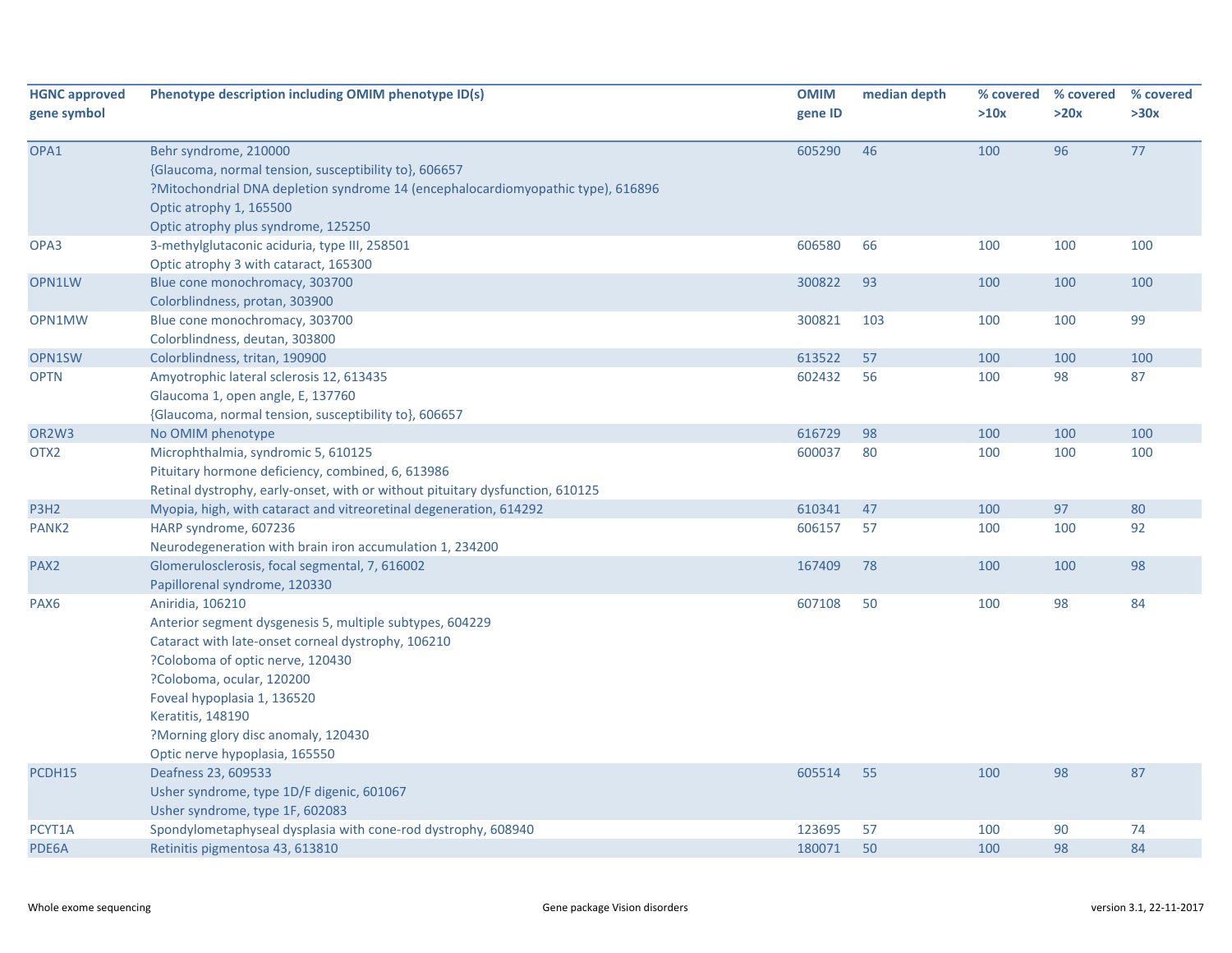| HGNC approved gene symbol | Phenotype description including OMIM phenotype ID(s) | OMIM gene ID | median depth | % covered >10x | % covered >20x | % covered >30x |
|---|---|---|---|---|---|---|
| OPA1 | Behr syndrome, 210000<br>{Glaucoma, normal tension, susceptibility to}, 606657<br>?Mitochondrial DNA depletion syndrome 14 (encephalocardiomyopathic type), 616896<br>Optic atrophy 1, 165500<br>Optic atrophy plus syndrome, 125250 | 605290 | 46 | 100 | 96 | 77 |
| OPA3 | 3-methylglutaconic aciduria, type III, 258501<br>Optic atrophy 3 with cataract, 165300 | 606580 | 66 | 100 | 100 | 100 |
| OPN1LW | Blue cone monochromacy, 303700<br>Colorblindness, protan, 303900 | 300822 | 93 | 100 | 100 | 100 |
| OPN1MW | Blue cone monochromacy, 303700<br>Colorblindness, deutan, 303800 | 300821 | 103 | 100 | 100 | 99 |
| OPN1SW | Colorblindness, tritan, 190900 | 613522 | 57 | 100 | 100 | 100 |
| OPTN | Amyotrophic lateral sclerosis 12, 613435<br>Glaucoma 1, open angle, E, 137760<br>{Glaucoma, normal tension, susceptibility to}, 606657 | 602432 | 56 | 100 | 98 | 87 |
| OR2W3 | No OMIM phenotype | 616729 | 98 | 100 | 100 | 100 |
| OTX2 | Microphthalmia, syndromic 5, 610125<br>Pituitary hormone deficiency, combined, 6, 613986<br>Retinal dystrophy, early-onset, with or without pituitary dysfunction, 610125 | 600037 | 80 | 100 | 100 | 100 |
| P3H2 | Myopia, high, with cataract and vitreoretinal degeneration, 614292 | 610341 | 47 | 100 | 97 | 80 |
| PANK2 | HARP syndrome, 607236<br>Neurodegeneration with brain iron accumulation 1, 234200 | 606157 | 57 | 100 | 100 | 92 |
| PAX2 | Glomerulosclerosis, focal segmental, 7, 616002<br>Papillorenal syndrome, 120330 | 167409 | 78 | 100 | 100 | 98 |
| PAX6 | Aniridia, 106210<br>Anterior segment dysgenesis 5, multiple subtypes, 604229<br>Cataract with late-onset corneal dystrophy, 106210<br>?Coloboma of optic nerve, 120430<br>?Coloboma, ocular, 120200<br>Foveal hypoplasia 1, 136520<br>Keratitis, 148190<br>?Morning glory disc anomaly, 120430<br>Optic nerve hypoplasia, 165550 | 607108 | 50 | 100 | 98 | 84 |
| PCDH15 | Deafness 23, 609533<br>Usher syndrome, type 1D/F digenic, 601067<br>Usher syndrome, type 1F, 602083 | 605514 | 55 | 100 | 98 | 87 |
| PCYT1A | Spondylometaphyseal dysplasia with cone-rod dystrophy, 608940 | 123695 | 57 | 100 | 90 | 74 |
| PDE6A | Retinitis pigmentosa 43, 613810 | 180071 | 50 | 100 | 98 | 84 |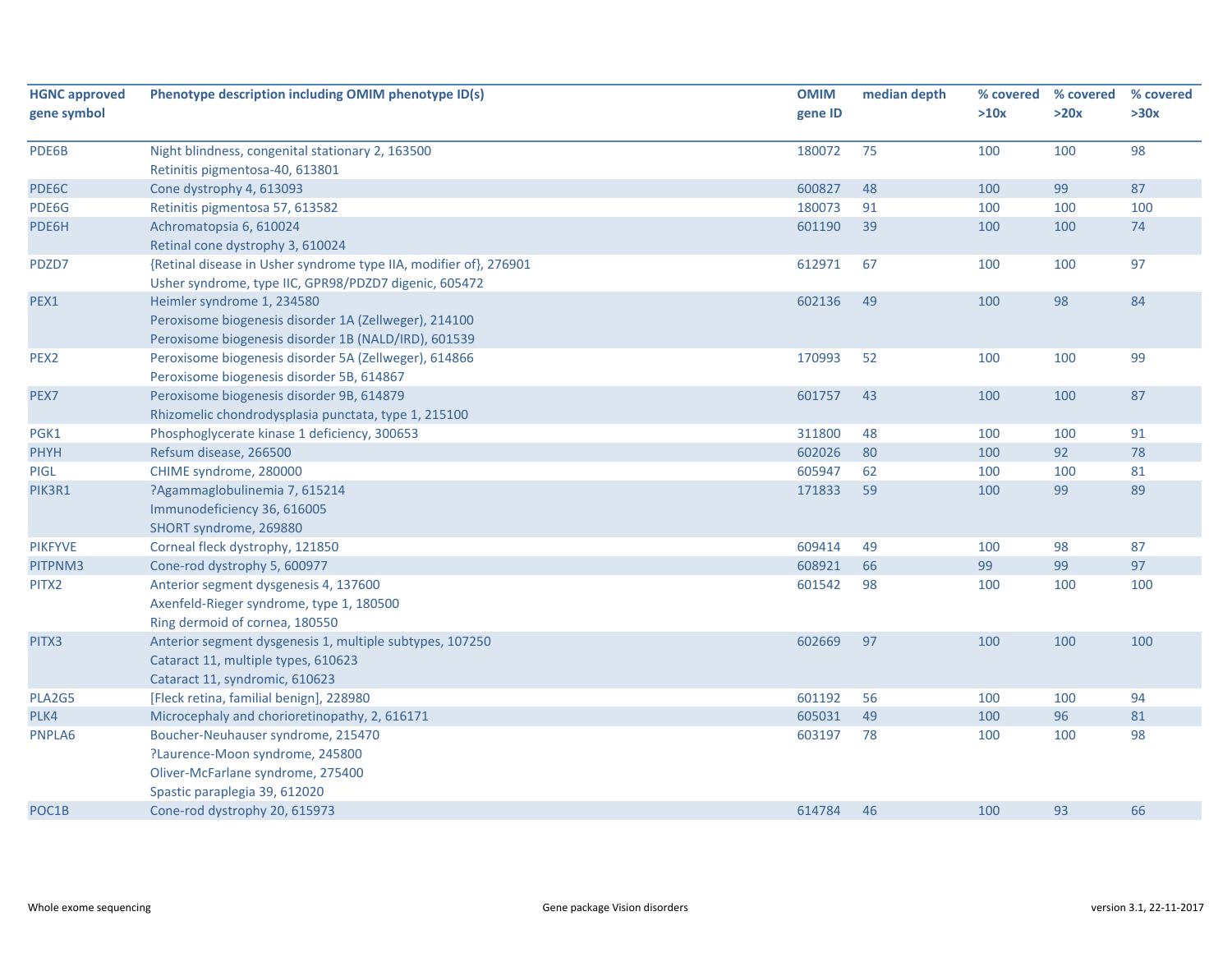| HGNC approved gene symbol | Phenotype description including OMIM phenotype ID(s) | OMIM gene ID | median depth | % covered >10x | % covered >20x | % covered >30x |
|---|---|---|---|---|---|---|
| PDE6B | Night blindness, congenital stationary 2, 163500<br>Retinitis pigmentosa-40, 613801 | 180072 | 75 | 100 | 100 | 98 |
| PDE6C | Cone dystrophy 4, 613093 | 600827 | 48 | 100 | 99 | 87 |
| PDE6G | Retinitis pigmentosa 57, 613582 | 180073 | 91 | 100 | 100 | 100 |
| PDE6H | Achromatopsia 6, 610024<br>Retinal cone dystrophy 3, 610024 | 601190 | 39 | 100 | 100 | 74 |
| PDZD7 | {Retinal disease in Usher syndrome type IIA, modifier of}, 276901<br>Usher syndrome, type IIC, GPR98/PDZD7 digenic, 605472 | 612971 | 67 | 100 | 100 | 97 |
| PEX1 | Heimler syndrome 1, 234580<br>Peroxisome biogenesis disorder 1A (Zellweger), 214100<br>Peroxisome biogenesis disorder 1B (NALD/IRD), 601539 | 602136 | 49 | 100 | 98 | 84 |
| PEX2 | Peroxisome biogenesis disorder 5A (Zellweger), 614866<br>Peroxisome biogenesis disorder 5B, 614867 | 170993 | 52 | 100 | 100 | 99 |
| PEX7 | Peroxisome biogenesis disorder 9B, 614879<br>Rhizomelic chondrodysplasia punctata, type 1, 215100 | 601757 | 43 | 100 | 100 | 87 |
| PGK1 | Phosphoglycerate kinase 1 deficiency, 300653 | 311800 | 48 | 100 | 100 | 91 |
| PHYH | Refsum disease, 266500 | 602026 | 80 | 100 | 92 | 78 |
| PIGL | CHIME syndrome, 280000 | 605947 | 62 | 100 | 100 | 81 |
| PIK3R1 | ?Agammaglobulinemia 7, 615214<br>Immunodeficiency 36, 616005<br>SHORT syndrome, 269880 | 171833 | 59 | 100 | 99 | 89 |
| PIKFYVE | Corneal fleck dystrophy, 121850 | 609414 | 49 | 100 | 98 | 87 |
| PITPNM3 | Cone-rod dystrophy 5, 600977 | 608921 | 66 | 99 | 99 | 97 |
| PITX2 | Anterior segment dysgenesis 4, 137600<br>Axenfeld-Rieger syndrome, type 1, 180500<br>Ring dermoid of cornea, 180550 | 601542 | 98 | 100 | 100 | 100 |
| PITX3 | Anterior segment dysgenesis 1, multiple subtypes, 107250<br>Cataract 11, multiple types, 610623<br>Cataract 11, syndromic, 610623 | 602669 | 97 | 100 | 100 | 100 |
| PLA2G5 | [Fleck retina, familial benign], 228980 | 601192 | 56 | 100 | 100 | 94 |
| PLK4 | Microcephaly and chorioretinopathy, 2, 616171 | 605031 | 49 | 100 | 96 | 81 |
| PNPLA6 | Boucher-Neuhauser syndrome, 215470<br>?Laurence-Moon syndrome, 245800<br>Oliver-McFarlane syndrome, 275400<br>Spastic paraplegia 39, 612020 | 603197 | 78 | 100 | 100 | 98 |
| POC1B | Cone-rod dystrophy 20, 615973 | 614784 | 46 | 100 | 93 | 66 |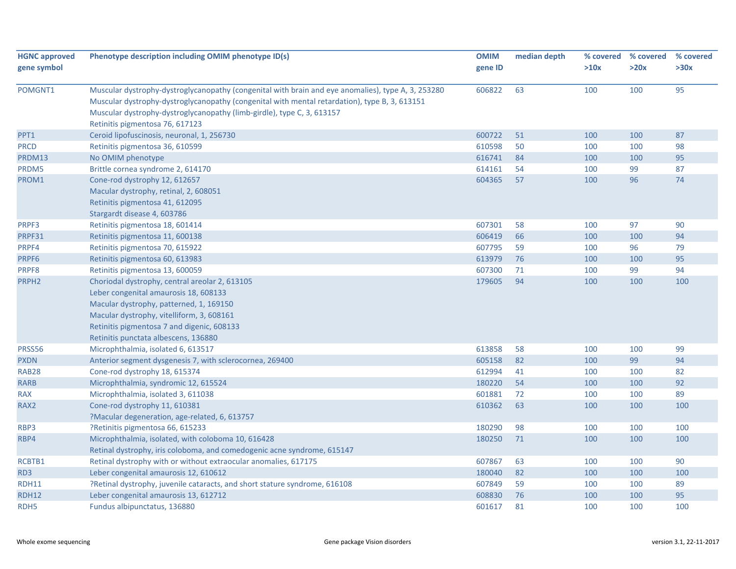| HGNC approved gene symbol | Phenotype description including OMIM phenotype ID(s) | OMIM gene ID | median depth | % covered >10x | % covered >20x | % covered >30x |
|---|---|---|---|---|---|---|
| POMGNT1 | Muscular dystrophy-dystroglycanopathy (congenital with brain and eye anomalies), type A, 3, 253280<br>Muscular dystrophy-dystroglycanopathy (congenital with mental retardation), type B, 3, 613151<br>Muscular dystrophy-dystroglycanopathy (limb-girdle), type C, 3, 613157<br>Retinitis pigmentosa 76, 617123 | 606822 | 63 | 100 | 100 | 95 |
| PPT1 | Ceroid lipofuscinosis, neuronal, 1, 256730 | 600722 | 51 | 100 | 100 | 87 |
| PRCD | Retinitis pigmentosa 36, 610599 | 610598 | 50 | 100 | 100 | 98 |
| PRDM13 | No OMIM phenotype | 616741 | 84 | 100 | 100 | 95 |
| PRDM5 | Brittle cornea syndrome 2, 614170 | 614161 | 54 | 100 | 99 | 87 |
| PROM1 | Cone-rod dystrophy 12, 612657<br>Macular dystrophy, retinal, 2, 608051<br>Retinitis pigmentosa 41, 612095<br>Stargardt disease 4, 603786 | 604365 | 57 | 100 | 96 | 74 |
| PRPF3 | Retinitis pigmentosa 18, 601414 | 607301 | 58 | 100 | 97 | 90 |
| PRPF31 | Retinitis pigmentosa 11, 600138 | 606419 | 66 | 100 | 100 | 94 |
| PRPF4 | Retinitis pigmentosa 70, 615922 | 607795 | 59 | 100 | 96 | 79 |
| PRPF6 | Retinitis pigmentosa 60, 613983 | 613979 | 76 | 100 | 100 | 95 |
| PRPF8 | Retinitis pigmentosa 13, 600059 | 607300 | 71 | 100 | 99 | 94 |
| PRPH2 | Choriodal dystrophy, central areolar 2, 613105<br>Leber congenital amaurosis 18, 608133<br>Macular dystrophy, patterned, 1, 169150<br>Macular dystrophy, vitelliform, 3, 608161<br>Retinitis pigmentosa 7 and digenic, 608133<br>Retinitis punctata albescens, 136880 | 179605 | 94 | 100 | 100 | 100 |
| PRSS56 | Microphthalmia, isolated 6, 613517 | 613858 | 58 | 100 | 100 | 99 |
| PXDN | Anterior segment dysgenesis 7, with sclerocornea, 269400 | 605158 | 82 | 100 | 99 | 94 |
| RAB28 | Cone-rod dystrophy 18, 615374 | 612994 | 41 | 100 | 100 | 82 |
| RARB | Microphthalmia, syndromic 12, 615524 | 180220 | 54 | 100 | 100 | 92 |
| RAX | Microphthalmia, isolated 3, 611038 | 601881 | 72 | 100 | 100 | 89 |
| RAX2 | Cone-rod dystrophy 11, 610381<br>?Macular degeneration, age-related, 6, 613757 | 610362 | 63 | 100 | 100 | 100 |
| RBP3 | ?Retinitis pigmentosa 66, 615233 | 180290 | 98 | 100 | 100 | 100 |
| RBP4 | Microphthalmia, isolated, with coloboma 10, 616428<br>Retinal dystrophy, iris coloboma, and comedogenic acne syndrome, 615147 | 180250 | 71 | 100 | 100 | 100 |
| RCBTB1 | Retinal dystrophy with or without extraocular anomalies, 617175 | 607867 | 63 | 100 | 100 | 90 |
| RD3 | Leber congenital amaurosis 12, 610612 | 180040 | 82 | 100 | 100 | 100 |
| RDH11 | ?Retinal dystrophy, juvenile cataracts, and short stature syndrome, 616108 | 607849 | 59 | 100 | 100 | 89 |
| RDH12 | Leber congenital amaurosis 13, 612712 | 608830 | 76 | 100 | 100 | 95 |
| RDH5 | Fundus albipunctatus, 136880 | 601617 | 81 | 100 | 100 | 100 |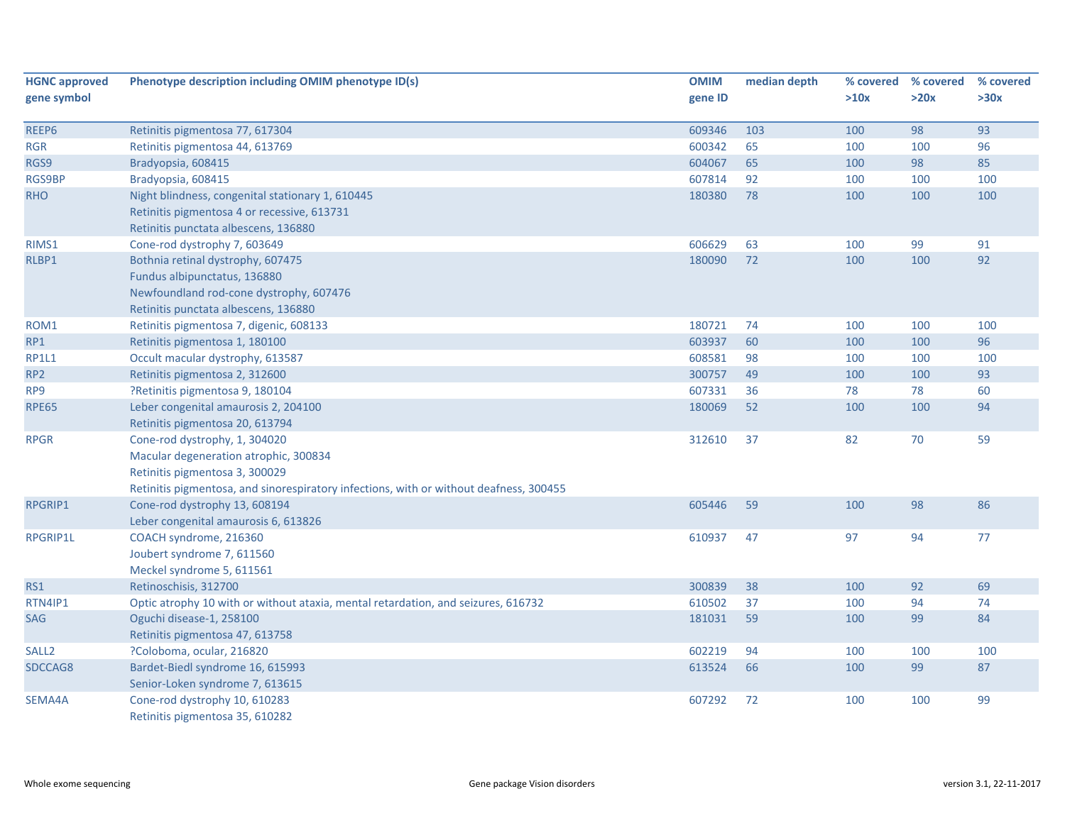| HGNC approved gene symbol | Phenotype description including OMIM phenotype ID(s) | OMIM gene ID | median depth | % covered >10x | % covered >20x | % covered >30x |
|---|---|---|---|---|---|---|
| REEP6 | Retinitis pigmentosa 77, 617304 | 609346 | 103 | 100 | 98 | 93 |
| RGR | Retinitis pigmentosa 44, 613769 | 600342 | 65 | 100 | 100 | 96 |
| RGS9 | Bradyopsia, 608415 | 604067 | 65 | 100 | 98 | 85 |
| RGS9BP | Bradyopsia, 608415 | 607814 | 92 | 100 | 100 | 100 |
| RHO | Night blindness, congenital stationary 1, 610445<br>Retinitis pigmentosa 4 or recessive, 613731<br>Retinitis punctata albescens, 136880 | 180380 | 78 | 100 | 100 | 100 |
| RIMS1 | Cone-rod dystrophy 7, 603649 | 606629 | 63 | 100 | 99 | 91 |
| RLBP1 | Bothnia retinal dystrophy, 607475<br>Fundus albipunctatus, 136880<br>Newfoundland rod-cone dystrophy, 607476<br>Retinitis punctata albescens, 136880 | 180090 | 72 | 100 | 100 | 92 |
| ROM1 | Retinitis pigmentosa 7, digenic, 608133 | 180721 | 74 | 100 | 100 | 100 |
| RP1 | Retinitis pigmentosa 1, 180100 | 603937 | 60 | 100 | 100 | 96 |
| RP1L1 | Occult macular dystrophy, 613587 | 608581 | 98 | 100 | 100 | 100 |
| RP2 | Retinitis pigmentosa 2, 312600 | 300757 | 49 | 100 | 100 | 93 |
| RP9 | ?Retinitis pigmentosa 9, 180104 | 607331 | 36 | 78 | 78 | 60 |
| RPE65 | Leber congenital amaurosis 2, 204100<br>Retinitis pigmentosa 20, 613794 | 180069 | 52 | 100 | 100 | 94 |
| RPGR | Cone-rod dystrophy, 1, 304020<br>Macular degeneration atrophic, 300834<br>Retinitis pigmentosa 3, 300029<br>Retinitis pigmentosa, and sinorespiratory infections, with or without deafness, 300455 | 312610 | 37 | 82 | 70 | 59 |
| RPGRIP1 | Cone-rod dystrophy 13, 608194<br>Leber congenital amaurosis 6, 613826 | 605446 | 59 | 100 | 98 | 86 |
| RPGRIP1L | COACH syndrome, 216360<br>Joubert syndrome 7, 611560<br>Meckel syndrome 5, 611561 | 610937 | 47 | 97 | 94 | 77 |
| RS1 | Retinoschisis, 312700 | 300839 | 38 | 100 | 92 | 69 |
| RTN4IP1 | Optic atrophy 10 with or without ataxia, mental retardation, and seizures, 616732 | 610502 | 37 | 100 | 94 | 74 |
| SAG | Oguchi disease-1, 258100<br>Retinitis pigmentosa 47, 613758 | 181031 | 59 | 100 | 99 | 84 |
| SALL2 | ?Coloboma, ocular, 216820 | 602219 | 94 | 100 | 100 | 100 |
| SDCCAG8 | Bardet-Biedl syndrome 16, 615993<br>Senior-Loken syndrome 7, 613615 | 613524 | 66 | 100 | 99 | 87 |
| SEMA4A | Cone-rod dystrophy 10, 610283<br>Retinitis pigmentosa 35, 610282 | 607292 | 72 | 100 | 100 | 99 |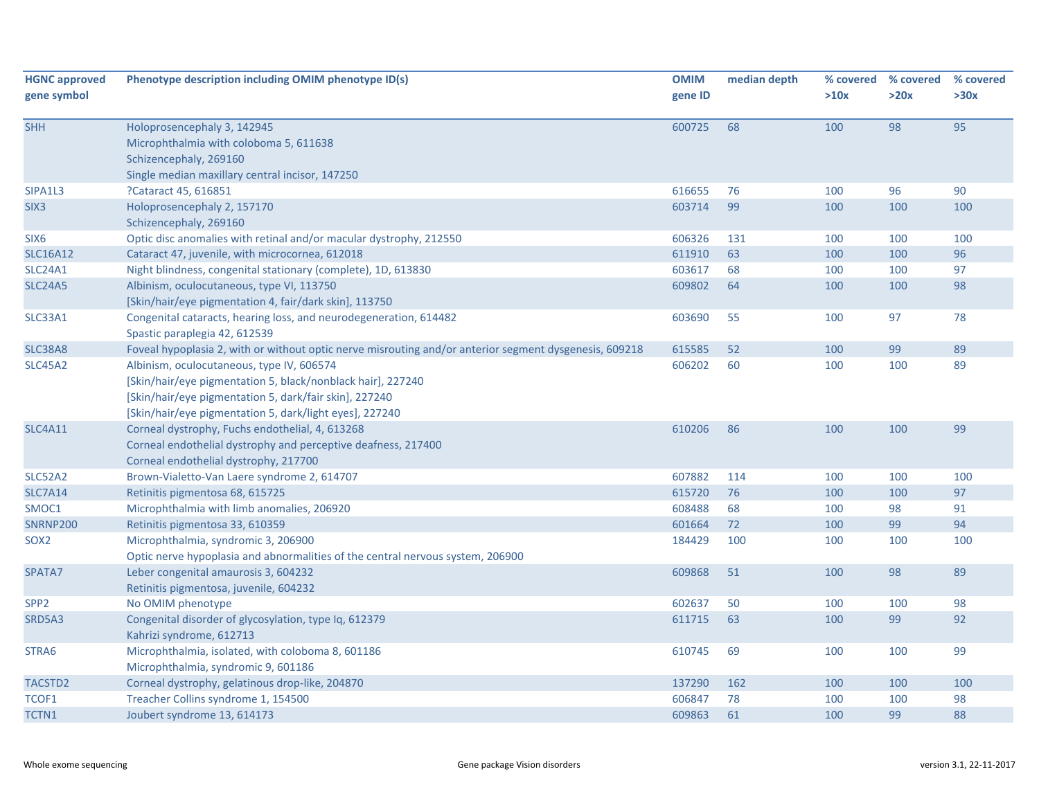| HGNC approved gene symbol | Phenotype description including OMIM phenotype ID(s) | OMIM gene ID | median depth | % covered >10x | % covered >20x | % covered >30x |
|---|---|---|---|---|---|---|
| SHH | Holoprosencephaly 3, 142945<br>Microphthalmia with coloboma 5, 611638<br>Schizencephaly, 269160<br>Single median maxillary central incisor, 147250 | 600725 | 68 | 100 | 98 | 95 |
| SIPA1L3 | ?Cataract 45, 616851 | 616655 | 76 | 100 | 96 | 90 |
| SIX3 | Holoprosencephaly 2, 157170<br>Schizencephaly, 269160 | 603714 | 99 | 100 | 100 | 100 |
| SIX6 | Optic disc anomalies with retinal and/or macular dystrophy, 212550 | 606326 | 131 | 100 | 100 | 100 |
| SLC16A12 | Cataract 47, juvenile, with microcornea, 612018 | 611910 | 63 | 100 | 100 | 96 |
| SLC24A1 | Night blindness, congenital stationary (complete), 1D, 613830 | 603617 | 68 | 100 | 100 | 97 |
| SLC24A5 | Albinism, oculocutaneous, type VI, 113750<br>[Skin/hair/eye pigmentation 4, fair/dark skin], 113750 | 609802 | 64 | 100 | 100 | 98 |
| SLC33A1 | Congenital cataracts, hearing loss, and neurodegeneration, 614482<br>Spastic paraplegia 42, 612539 | 603690 | 55 | 100 | 97 | 78 |
| SLC38A8 | Foveal hypoplasia 2, with or without optic nerve misrouting and/or anterior segment dysgenesis, 609218 | 615585 | 52 | 100 | 99 | 89 |
| SLC45A2 | Albinism, oculocutaneous, type IV, 606574<br>[Skin/hair/eye pigmentation 5, black/nonblack hair], 227240<br>[Skin/hair/eye pigmentation 5, dark/fair skin], 227240<br>[Skin/hair/eye pigmentation 5, dark/light eyes], 227240 | 606202 | 60 | 100 | 100 | 89 |
| SLC4A11 | Corneal dystrophy, Fuchs endothelial, 4, 613268<br>Corneal endothelial dystrophy and perceptive deafness, 217400<br>Corneal endothelial dystrophy, 217700 | 610206 | 86 | 100 | 100 | 99 |
| SLC52A2 | Brown-Vialetto-Van Laere syndrome 2, 614707 | 607882 | 114 | 100 | 100 | 100 |
| SLC7A14 | Retinitis pigmentosa 68, 615725 | 615720 | 76 | 100 | 100 | 97 |
| SMOC1 | Microphthalmia with limb anomalies, 206920 | 608488 | 68 | 100 | 98 | 91 |
| SNRNP200 | Retinitis pigmentosa 33, 610359 | 601664 | 72 | 100 | 99 | 94 |
| SOX2 | Microphthalmia, syndromic 3, 206900<br>Optic nerve hypoplasia and abnormalities of the central nervous system, 206900 | 184429 | 100 | 100 | 100 | 100 |
| SPATA7 | Leber congenital amaurosis 3, 604232<br>Retinitis pigmentosa, juvenile, 604232 | 609868 | 51 | 100 | 98 | 89 |
| SPP2 | No OMIM phenotype | 602637 | 50 | 100 | 100 | 98 |
| SRD5A3 | Congenital disorder of glycosylation, type Iq, 612379<br>Kahrizi syndrome, 612713 | 611715 | 63 | 100 | 99 | 92 |
| STRA6 | Microphthalmia, isolated, with coloboma 8, 601186<br>Microphthalmia, syndromic 9, 601186 | 610745 | 69 | 100 | 100 | 99 |
| TACSTD2 | Corneal dystrophy, gelatinous drop-like, 204870 | 137290 | 162 | 100 | 100 | 100 |
| TCOF1 | Treacher Collins syndrome 1, 154500 | 606847 | 78 | 100 | 100 | 98 |
| TCTN1 | Joubert syndrome 13, 614173 | 609863 | 61 | 100 | 99 | 88 |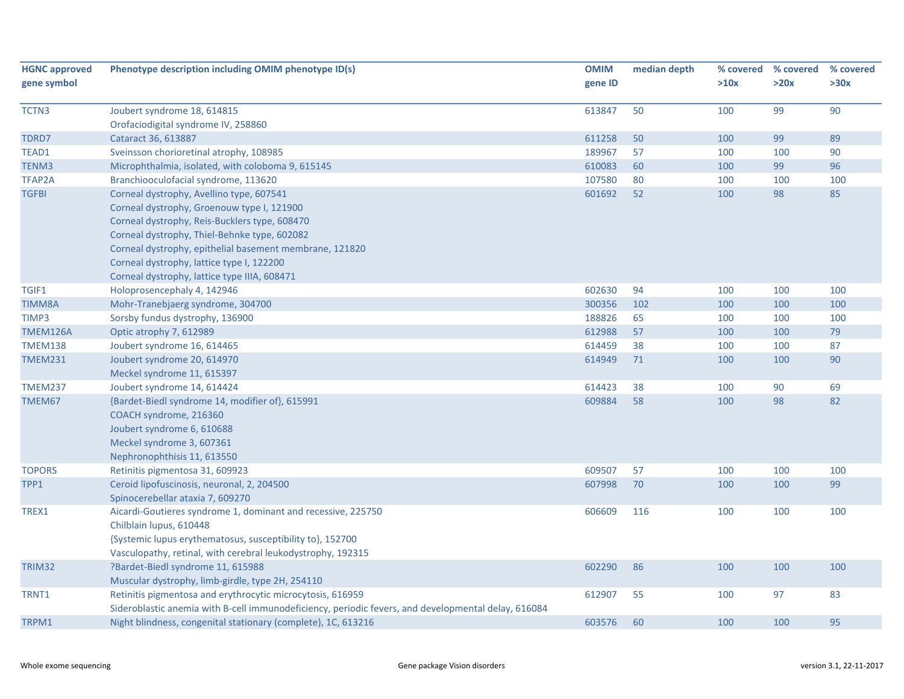| HGNC approved gene symbol | Phenotype description including OMIM phenotype ID(s) | OMIM gene ID | median depth | % covered >10x | % covered >20x | % covered >30x |
|---|---|---|---|---|---|---|
| TCTN3 | Joubert syndrome 18, 614815<br>Orofaciodigital syndrome IV, 258860 | 613847 | 50 | 100 | 99 | 90 |
| TDRD7 | Cataract 36, 613887 | 611258 | 50 | 100 | 99 | 89 |
| TEAD1 | Sveinsson chorioretinal atrophy, 108985 | 189967 | 57 | 100 | 100 | 90 |
| TENM3 | Microphthalmia, isolated, with coloboma 9, 615145 | 610083 | 60 | 100 | 99 | 96 |
| TFAP2A | Branchiooculofacial syndrome, 113620 | 107580 | 80 | 100 | 100 | 100 |
| TGFBI | Corneal dystrophy, Avellino type, 607541<br>Corneal dystrophy, Groenouw type I, 121900<br>Corneal dystrophy, Reis-Bucklers type, 608470<br>Corneal dystrophy, Thiel-Behnke type, 602082<br>Corneal dystrophy, epithelial basement membrane, 121820<br>Corneal dystrophy, lattice type I, 122200<br>Corneal dystrophy, lattice type IIIA, 608471 | 601692 | 52 | 100 | 98 | 85 |
| TGIF1 | Holoprosencephaly 4, 142946 | 602630 | 94 | 100 | 100 | 100 |
| TIMM8A | Mohr-Tranebjaerg syndrome, 304700 | 300356 | 102 | 100 | 100 | 100 |
| TIMP3 | Sorsby fundus dystrophy, 136900 | 188826 | 65 | 100 | 100 | 100 |
| TMEM126A | Optic atrophy 7, 612989 | 612988 | 57 | 100 | 100 | 79 |
| TMEM138 | Joubert syndrome 16, 614465 | 614459 | 38 | 100 | 100 | 87 |
| TMEM231 | Joubert syndrome 20, 614970<br>Meckel syndrome 11, 615397 | 614949 | 71 | 100 | 100 | 90 |
| TMEM237 | Joubert syndrome 14, 614424 | 614423 | 38 | 100 | 90 | 69 |
| TMEM67 | {Bardet-Biedl syndrome 14, modifier of}, 615991<br>COACH syndrome, 216360<br>Joubert syndrome 6, 610688<br>Meckel syndrome 3, 607361<br>Nephronophthisis 11, 613550 | 609884 | 58 | 100 | 98 | 82 |
| TOPORS | Retinitis pigmentosa 31, 609923 | 609507 | 57 | 100 | 100 | 100 |
| TPP1 | Ceroid lipofuscinosis, neuronal, 2, 204500<br>Spinocerebellar ataxia 7, 609270 | 607998 | 70 | 100 | 100 | 99 |
| TREX1 | Aicardi-Goutieres syndrome 1, dominant and recessive, 225750<br>Chilblain lupus, 610448<br>{Systemic lupus erythematosus, susceptibility to}, 152700<br>Vasculopathy, retinal, with cerebral leukodystrophy, 192315 | 606609 | 116 | 100 | 100 | 100 |
| TRIM32 | ?Bardet-Biedl syndrome 11, 615988<br>Muscular dystrophy, limb-girdle, type 2H, 254110 | 602290 | 86 | 100 | 100 | 100 |
| TRNT1 | Retinitis pigmentosa and erythrocytic microcytosis, 616959<br>Sideroblastic anemia with B-cell immunodeficiency, periodic fevers, and developmental delay, 616084 | 612907 | 55 | 100 | 97 | 83 |
| TRPM1 | Night blindness, congenital stationary (complete), 1C, 613216 | 603576 | 60 | 100 | 100 | 95 |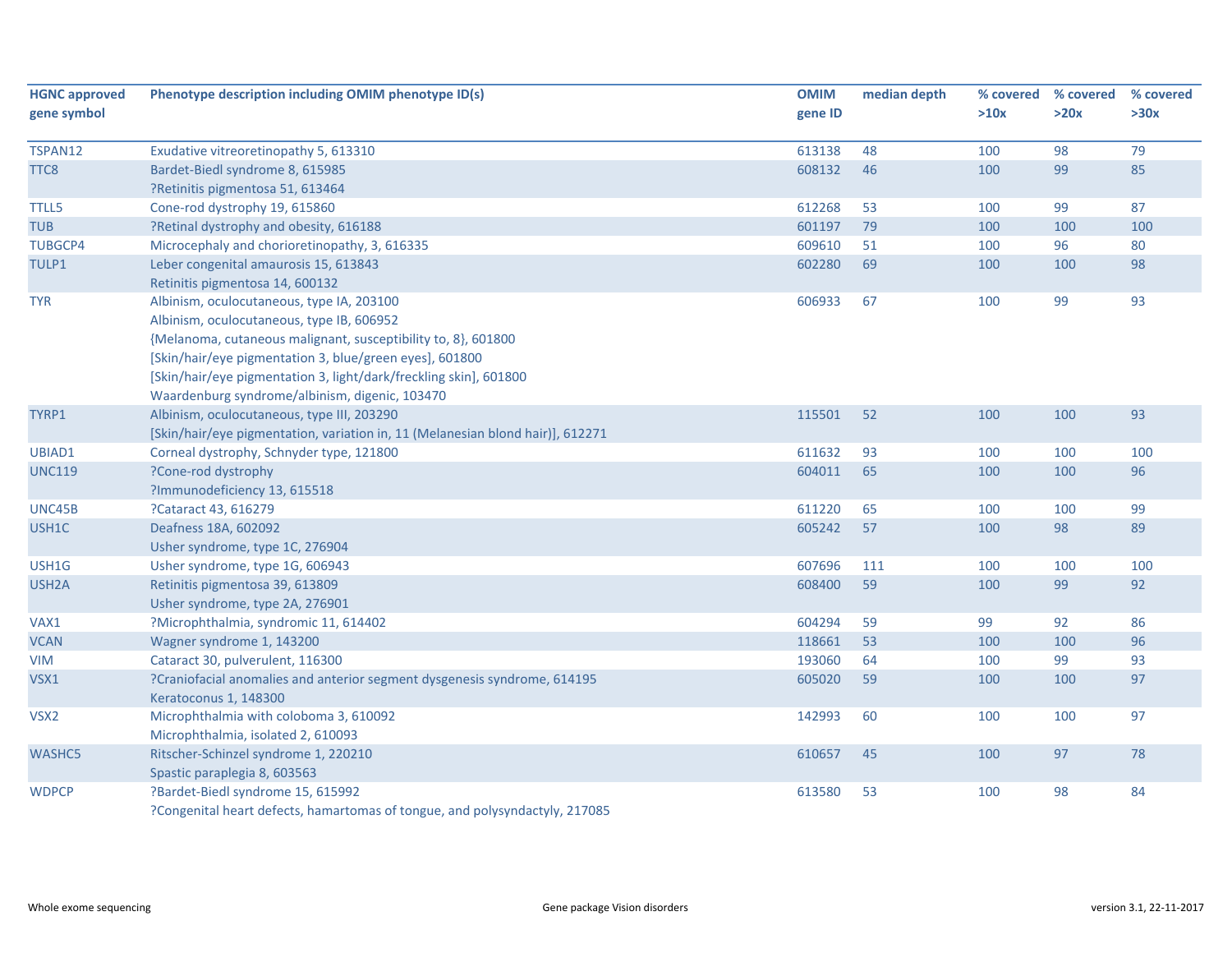| HGNC approved gene symbol | Phenotype description including OMIM phenotype ID(s) | OMIM gene ID | median depth | % covered >10x | % covered >20x | % covered >30x |
|---|---|---|---|---|---|---|
| TSPAN12 | Exudative vitreoretinopathy 5, 613310 | 613138 | 48 | 100 | 98 | 79 |
| TTC8 | Bardet-Biedl syndrome 8, 615985<br>?Retinitis pigmentosa 51, 613464 | 608132 | 46 | 100 | 99 | 85 |
| TTLL5 | Cone-rod dystrophy 19, 615860 | 612268 | 53 | 100 | 99 | 87 |
| TUB | ?Retinal dystrophy and obesity, 616188 | 601197 | 79 | 100 | 100 | 100 |
| TUBGCP4 | Microcephaly and chorioretinopathy, 3, 616335 | 609610 | 51 | 100 | 96 | 80 |
| TULP1 | Leber congenital amaurosis 15, 613843<br>Retinitis pigmentosa 14, 600132 | 602280 | 69 | 100 | 100 | 98 |
| TYR | Albinism, oculocutaneous, type IA, 203100<br>Albinism, oculocutaneous, type IB, 606952<br>{Melanoma, cutaneous malignant, susceptibility to, 8}, 601800<br>[Skin/hair/eye pigmentation 3, blue/green eyes], 601800<br>[Skin/hair/eye pigmentation 3, light/dark/freckling skin], 601800<br>Waardenburg syndrome/albinism, digenic, 103470 | 606933 | 67 | 100 | 99 | 93 |
| TYRP1 | Albinism, oculocutaneous, type III, 203290<br>[Skin/hair/eye pigmentation, variation in, 11 (Melanesian blond hair)], 612271 | 115501 | 52 | 100 | 100 | 93 |
| UBIAD1 | Corneal dystrophy, Schnyder type, 121800 | 611632 | 93 | 100 | 100 | 100 |
| UNC119 | ?Cone-rod dystrophy<br>?Immunodeficiency 13, 615518 | 604011 | 65 | 100 | 100 | 96 |
| UNC45B | ?Cataract 43, 616279 | 611220 | 65 | 100 | 100 | 99 |
| USH1C | Deafness 18A, 602092<br>Usher syndrome, type 1C, 276904 | 605242 | 57 | 100 | 98 | 89 |
| USH1G | Usher syndrome, type 1G, 606943 | 607696 | 111 | 100 | 100 | 100 |
| USH2A | Retinitis pigmentosa 39, 613809<br>Usher syndrome, type 2A, 276901 | 608400 | 59 | 100 | 99 | 92 |
| VAX1 | ?Microphthalmia, syndromic 11, 614402 | 604294 | 59 | 99 | 92 | 86 |
| VCAN | Wagner syndrome 1, 143200 | 118661 | 53 | 100 | 100 | 96 |
| VIM | Cataract 30, pulverulent, 116300 | 193060 | 64 | 100 | 99 | 93 |
| VSX1 | ?Craniofacial anomalies and anterior segment dysgenesis syndrome, 614195<br>Keratoconus 1, 148300 | 605020 | 59 | 100 | 100 | 97 |
| VSX2 | Microphthalmia with coloboma 3, 610092<br>Microphthalmia, isolated 2, 610093 | 142993 | 60 | 100 | 100 | 97 |
| WASHC5 | Ritscher-Schinzel syndrome 1, 220210<br>Spastic paraplegia 8, 603563 | 610657 | 45 | 100 | 97 | 78 |
| WDPCP | ?Bardet-Biedl syndrome 15, 615992<br>?Congenital heart defects, hamartomas of tongue, and polysyndactyly, 217085 | 613580 | 53 | 100 | 98 | 84 |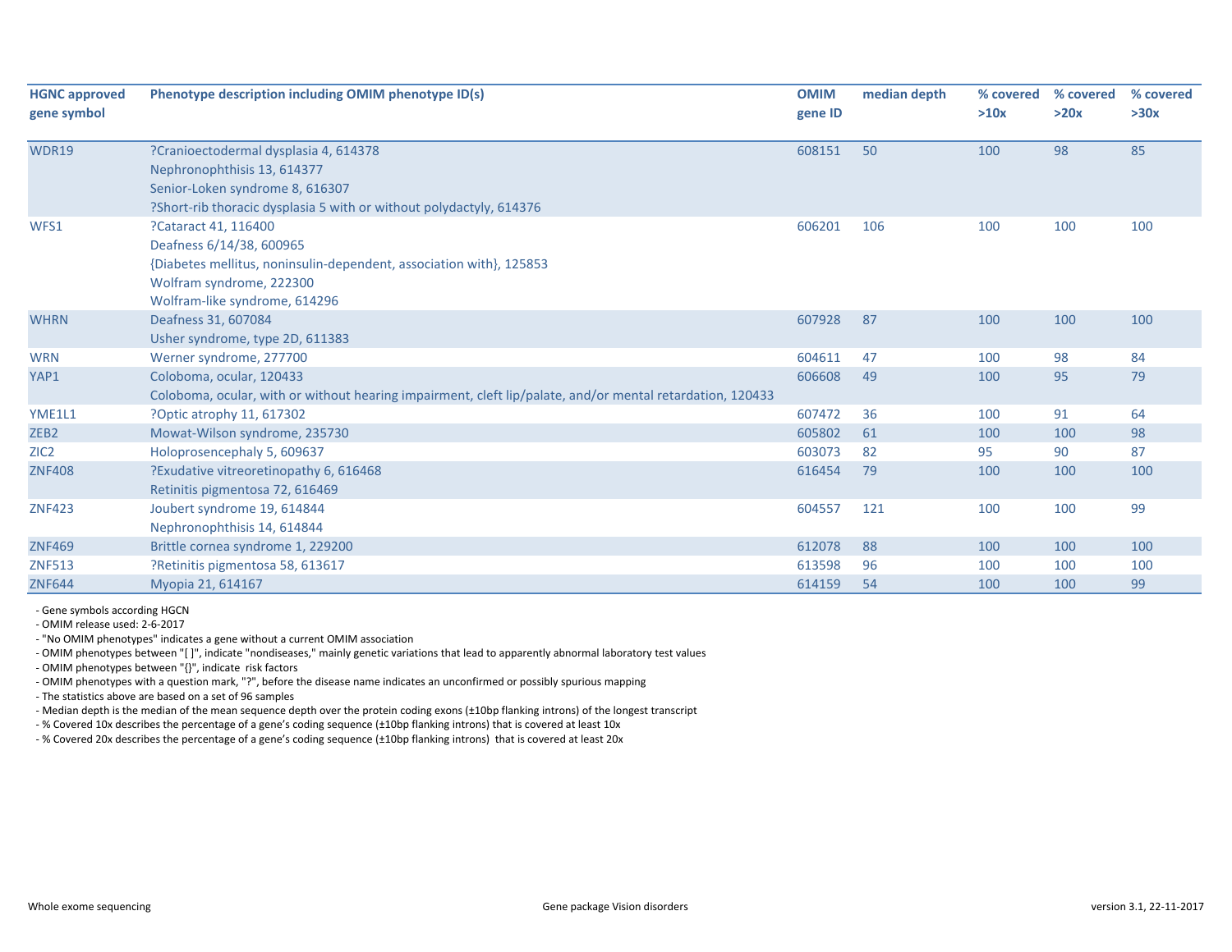| HGNC approved gene symbol | Phenotype description including OMIM phenotype ID(s) | OMIM gene ID | median depth | % covered >10x | % covered >20x | % covered >30x |
|---|---|---|---|---|---|---|
| WDR19 | ?Cranioectodermal dysplasia 4, 614378<br>Nephronophthisis 13, 614377<br>Senior-Loken syndrome 8, 616307<br>?Short-rib thoracic dysplasia 5 with or without polydactyly, 614376 | 608151 | 50 | 100 | 98 | 85 |
| WFS1 | ?Cataract 41, 116400<br>Deafness 6/14/38, 600965<br>{Diabetes mellitus, noninsulin-dependent, association with}, 125853<br>Wolfram syndrome, 222300<br>Wolfram-like syndrome, 614296 | 606201 | 106 | 100 | 100 | 100 |
| WHRN | Deafness 31, 607084<br>Usher syndrome, type 2D, 611383 | 607928 | 87 | 100 | 100 | 100 |
| WRN | Werner syndrome, 277700 | 604611 | 47 | 100 | 98 | 84 |
| YAP1 | Coloboma, ocular, 120433<br>Coloboma, ocular, with or without hearing impairment, cleft lip/palate, and/or mental retardation, 120433 | 606608 | 49 | 100 | 95 | 79 |
| YME1L1 | ?Optic atrophy 11, 617302 | 607472 | 36 | 100 | 91 | 64 |
| ZEB2 | Mowat-Wilson syndrome, 235730 | 605802 | 61 | 100 | 100 | 98 |
| ZIC2 | Holoprosencephaly 5, 609637 | 603073 | 82 | 95 | 90 | 87 |
| ZNF408 | ?Exudative vitreoretinopathy 6, 616468<br>Retinitis pigmentosa 72, 616469 | 616454 | 79 | 100 | 100 | 100 |
| ZNF423 | Joubert syndrome 19, 614844<br>Nephronophthisis 14, 614844 | 604557 | 121 | 100 | 100 | 99 |
| ZNF469 | Brittle cornea syndrome 1, 229200 | 612078 | 88 | 100 | 100 | 100 |
| ZNF513 | ?Retinitis pigmentosa 58, 613617 | 613598 | 96 | 100 | 100 | 100 |
| ZNF644 | Myopia 21, 614167 | 614159 | 54 | 100 | 100 | 99 |

- Gene symbols according HGCN
- OMIM release used: 2-6-2017
- "No OMIM phenotypes" indicates a gene without a current OMIM association
- OMIM phenotypes between "[ ]", indicate "nondiseases," mainly genetic variations that lead to apparently abnormal laboratory test values
- OMIM phenotypes between "{}", indicate risk factors
- OMIM phenotypes with a question mark, "?", before the disease name indicates an unconfirmed or possibly spurious mapping
- The statistics above are based on a set of 96 samples
- Median depth is the median of the mean sequence depth over the protein coding exons (±10bp flanking introns) of the longest transcript
- % Covered 10x describes the percentage of a gene's coding sequence (±10bp flanking introns) that is covered at least 10x
- % Covered 20x describes the percentage of a gene's coding sequence (±10bp flanking introns) that is covered at least 20x